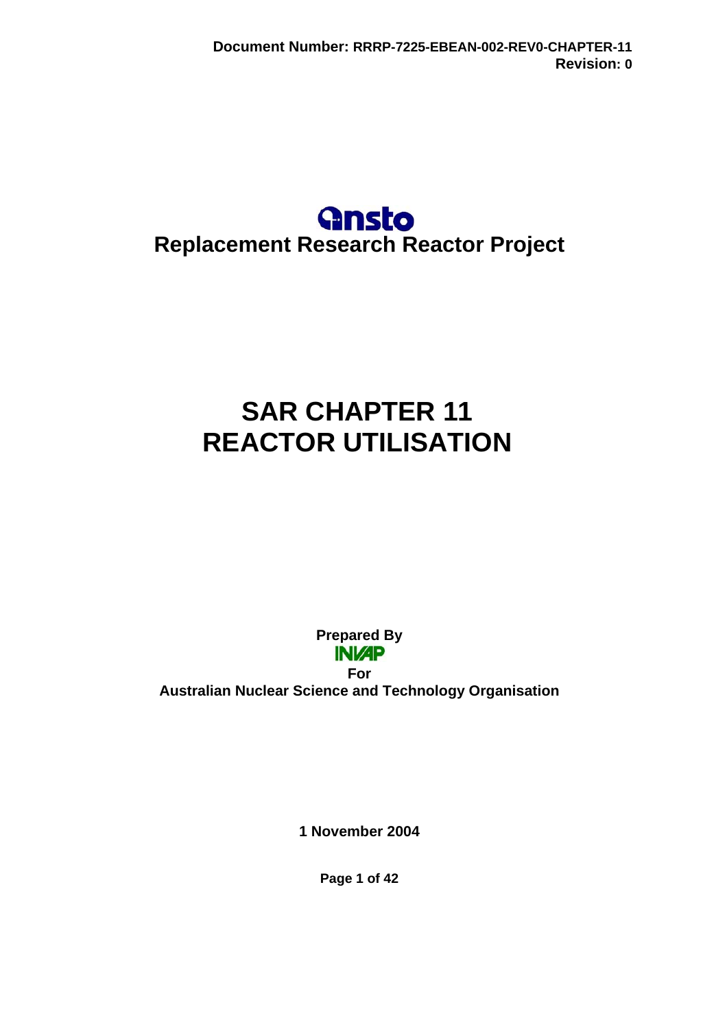Document Number: RRRP-7225-EBEAN-002-REV0-CHAPTER-11
Revision: 0

ansto

**Replacement Research Reactor Project**

# SAR CHAPTER 11
# REACTOR UTILISATION

**Prepared By**

**INVAP**

**For**

**Australian Nuclear Science and Technology Organisation**

**1 November 2004**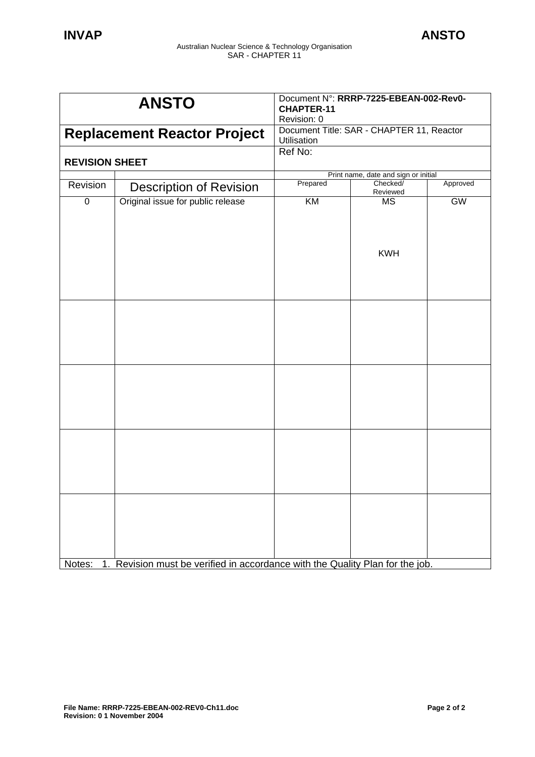| ANSTO | | Document N°: **RRRP-7225-EBEAN-002-Rev0-CHAPTER-11** Revision: 0 | | |
|---|---|---|---|---|
| **Replacement Reactor Project** | | Document Title: SAR - CHAPTER 11, Reactor Utilisation | | |
| **REVISION SHEET** | | Ref No: | | |
| | | Print name, date and sign or initial | | |
| Revision | Description of Revision | Prepared | Checked/ Reviewed | Approved |
| 0 | Original issue for public release | KM | MS<br><br>KWH | GW |
| | | | | |
| | | | | |
| | | | | |
| | | | | |

Notes: 1. Revision must be verified in accordance with the Quality Plan for the job.

**File Name: RRRP-7225-EBEAN-002-REV0-Ch11.doc**
**Revision: 0 1 November 2004**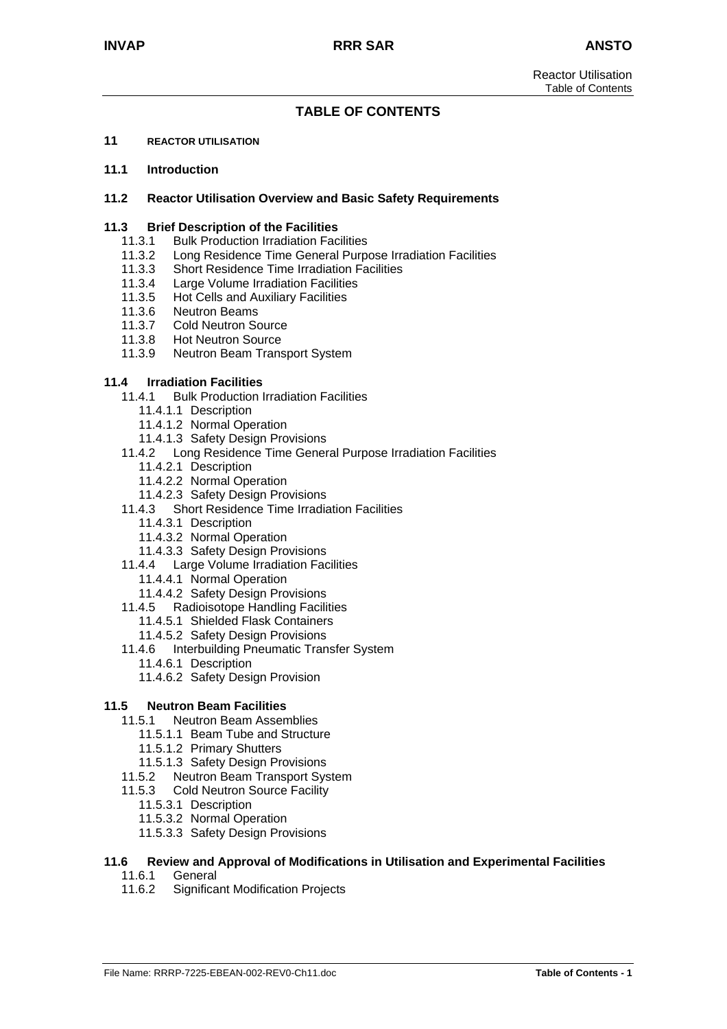# TABLE OF CONTENTS

**11 REACTOR UTILISATION**

**11.1 Introduction**

**11.2 Reactor Utilisation Overview and Basic Safety Requirements**

**11.3 Brief Description of the Facilities**
- 11.3.1 Bulk Production Irradiation Facilities
- 11.3.2 Long Residence Time General Purpose Irradiation Facilities
- 11.3.3 Short Residence Time Irradiation Facilities
- 11.3.4 Large Volume Irradiation Facilities
- 11.3.5 Hot Cells and Auxiliary Facilities
- 11.3.6 Neutron Beams
- 11.3.7 Cold Neutron Source
- 11.3.8 Hot Neutron Source
- 11.3.9 Neutron Beam Transport System

**11.4 Irradiation Facilities**
- 11.4.1 Bulk Production Irradiation Facilities
  - 11.4.1.1 Description
  - 11.4.1.2 Normal Operation
  - 11.4.1.3 Safety Design Provisions
- 11.4.2 Long Residence Time General Purpose Irradiation Facilities
  - 11.4.2.1 Description
  - 11.4.2.2 Normal Operation
  - 11.4.2.3 Safety Design Provisions
- 11.4.3 Short Residence Time Irradiation Facilities
  - 11.4.3.1 Description
  - 11.4.3.2 Normal Operation
  - 11.4.3.3 Safety Design Provisions
- 11.4.4 Large Volume Irradiation Facilities
  - 11.4.4.1 Normal Operation
  - 11.4.4.2 Safety Design Provisions
- 11.4.5 Radioisotope Handling Facilities
  - 11.4.5.1 Shielded Flask Containers
  - 11.4.5.2 Safety Design Provisions
- 11.4.6 Interbuilding Pneumatic Transfer System
  - 11.4.6.1 Description
  - 11.4.6.2 Safety Design Provision

**11.5 Neutron Beam Facilities**
- 11.5.1 Neutron Beam Assemblies
  - 11.5.1.1 Beam Tube and Structure
  - 11.5.1.2 Primary Shutters
  - 11.5.1.3 Safety Design Provisions
- 11.5.2 Neutron Beam Transport System
- 11.5.3 Cold Neutron Source Facility
  - 11.5.3.1 Description
  - 11.5.3.2 Normal Operation
  - 11.5.3.3 Safety Design Provisions

**11.6 Review and Approval of Modifications in Utilisation and Experimental Facilities**
- 11.6.1 General
- 11.6.2 Significant Modification Projects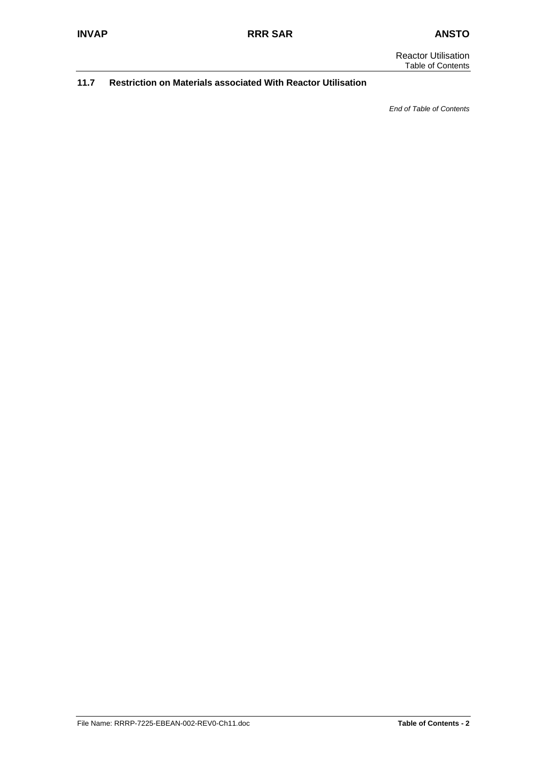**11.7 Restriction on Materials associated With Reactor Utilisation**

*End of Table of Contents*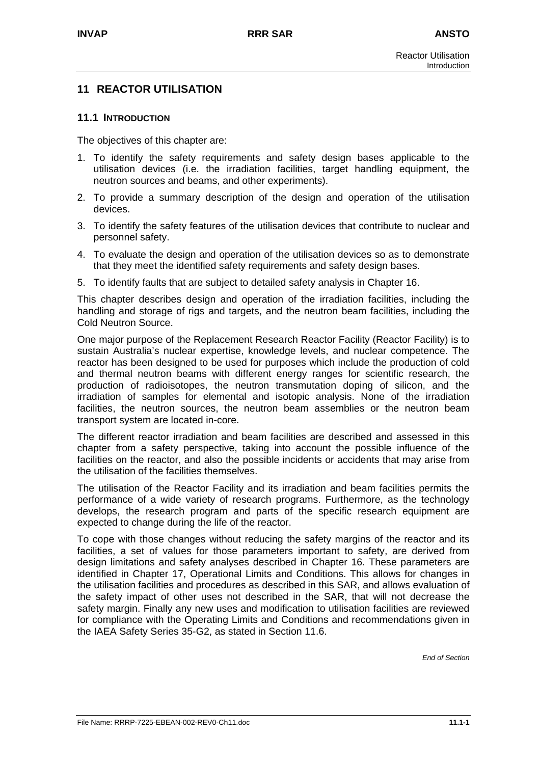# 11 REACTOR UTILISATION

## 11.1 INTRODUCTION

The objectives of this chapter are:

1. To identify the safety requirements and safety design bases applicable to the utilisation devices (i.e. the irradiation facilities, target handling equipment, the neutron sources and beams, and other experiments).
2. To provide a summary description of the design and operation of the utilisation devices.
3. To identify the safety features of the utilisation devices that contribute to nuclear and personnel safety.
4. To evaluate the design and operation of the utilisation devices so as to demonstrate that they meet the identified safety requirements and safety design bases.
5. To identify faults that are subject to detailed safety analysis in Chapter 16.

This chapter describes design and operation of the irradiation facilities, including the handling and storage of rigs and targets, and the neutron beam facilities, including the Cold Neutron Source.

One major purpose of the Replacement Research Reactor Facility (Reactor Facility) is to sustain Australia's nuclear expertise, knowledge levels, and nuclear competence. The reactor has been designed to be used for purposes which include the production of cold and thermal neutron beams with different energy ranges for scientific research, the production of radioisotopes, the neutron transmutation doping of silicon, and the irradiation of samples for elemental and isotopic analysis. None of the irradiation facilities, the neutron sources, the neutron beam assemblies or the neutron beam transport system are located in-core.

The different reactor irradiation and beam facilities are described and assessed in this chapter from a safety perspective, taking into account the possible influence of the facilities on the reactor, and also the possible incidents or accidents that may arise from the utilisation of the facilities themselves.

The utilisation of the Reactor Facility and its irradiation and beam facilities permits the performance of a wide variety of research programs. Furthermore, as the technology develops, the research program and parts of the specific research equipment are expected to change during the life of the reactor.

To cope with those changes without reducing the safety margins of the reactor and its facilities, a set of values for those parameters important to safety, are derived from design limitations and safety analyses described in Chapter 16. These parameters are identified in Chapter 17, Operational Limits and Conditions. This allows for changes in the utilisation facilities and procedures as described in this SAR, and allows evaluation of the safety impact of other uses not described in the SAR, that will not decrease the safety margin. Finally any new uses and modification to utilisation facilities are reviewed for compliance with the Operating Limits and Conditions and recommendations given in the IAEA Safety Series 35-G2, as stated in Section 11.6.

*End of Section*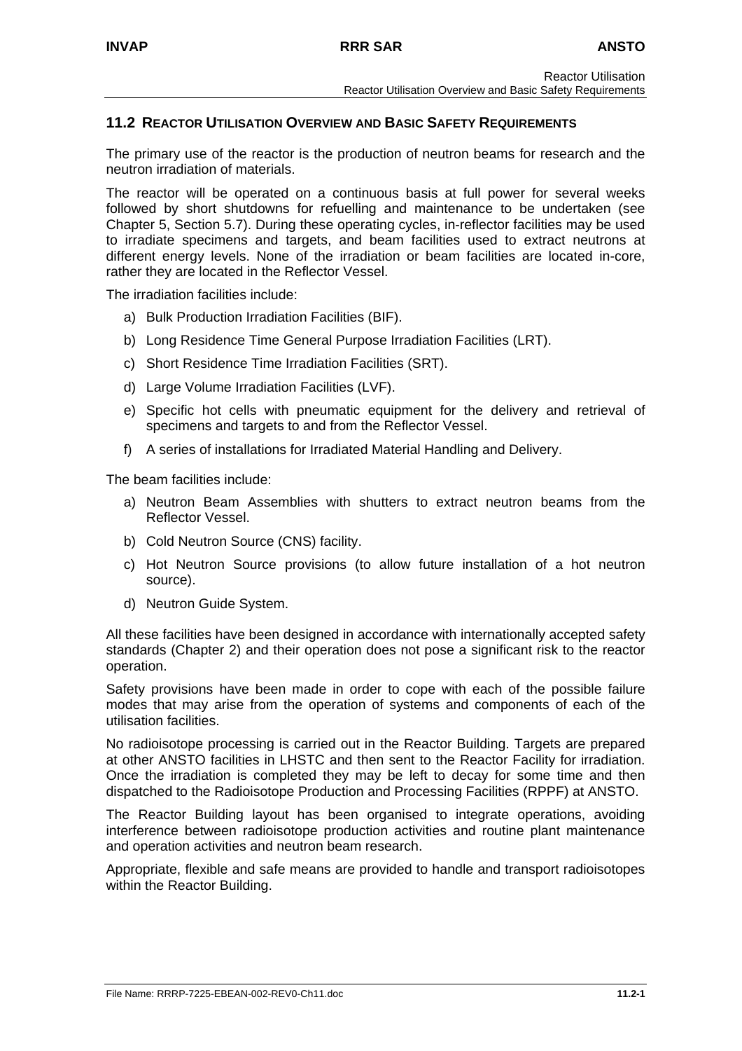## 11.2 Reactor Utilisation Overview and Basic Safety Requirements

The primary use of the reactor is the production of neutron beams for research and the neutron irradiation of materials.

The reactor will be operated on a continuous basis at full power for several weeks followed by short shutdowns for refuelling and maintenance to be undertaken (see Chapter 5, Section 5.7). During these operating cycles, in-reflector facilities may be used to irradiate specimens and targets, and beam facilities used to extract neutrons at different energy levels. None of the irradiation or beam facilities are located in-core, rather they are located in the Reflector Vessel.

The irradiation facilities include:

a) Bulk Production Irradiation Facilities (BIF).

b) Long Residence Time General Purpose Irradiation Facilities (LRT).

c) Short Residence Time Irradiation Facilities (SRT).

d) Large Volume Irradiation Facilities (LVF).

e) Specific hot cells with pneumatic equipment for the delivery and retrieval of specimens and targets to and from the Reflector Vessel.

f) A series of installations for Irradiated Material Handling and Delivery.

The beam facilities include:

a) Neutron Beam Assemblies with shutters to extract neutron beams from the Reflector Vessel.

b) Cold Neutron Source (CNS) facility.

c) Hot Neutron Source provisions (to allow future installation of a hot neutron source).

d) Neutron Guide System.

All these facilities have been designed in accordance with internationally accepted safety standards (Chapter 2) and their operation does not pose a significant risk to the reactor operation.

Safety provisions have been made in order to cope with each of the possible failure modes that may arise from the operation of systems and components of each of the utilisation facilities.

No radioisotope processing is carried out in the Reactor Building. Targets are prepared at other ANSTO facilities in LHSTC and then sent to the Reactor Facility for irradiation. Once the irradiation is completed they may be left to decay for some time and then dispatched to the Radioisotope Production and Processing Facilities (RPPF) at ANSTO.

The Reactor Building layout has been organised to integrate operations, avoiding interference between radioisotope production activities and routine plant maintenance and operation activities and neutron beam research.

Appropriate, flexible and safe means are provided to handle and transport radioisotopes within the Reactor Building.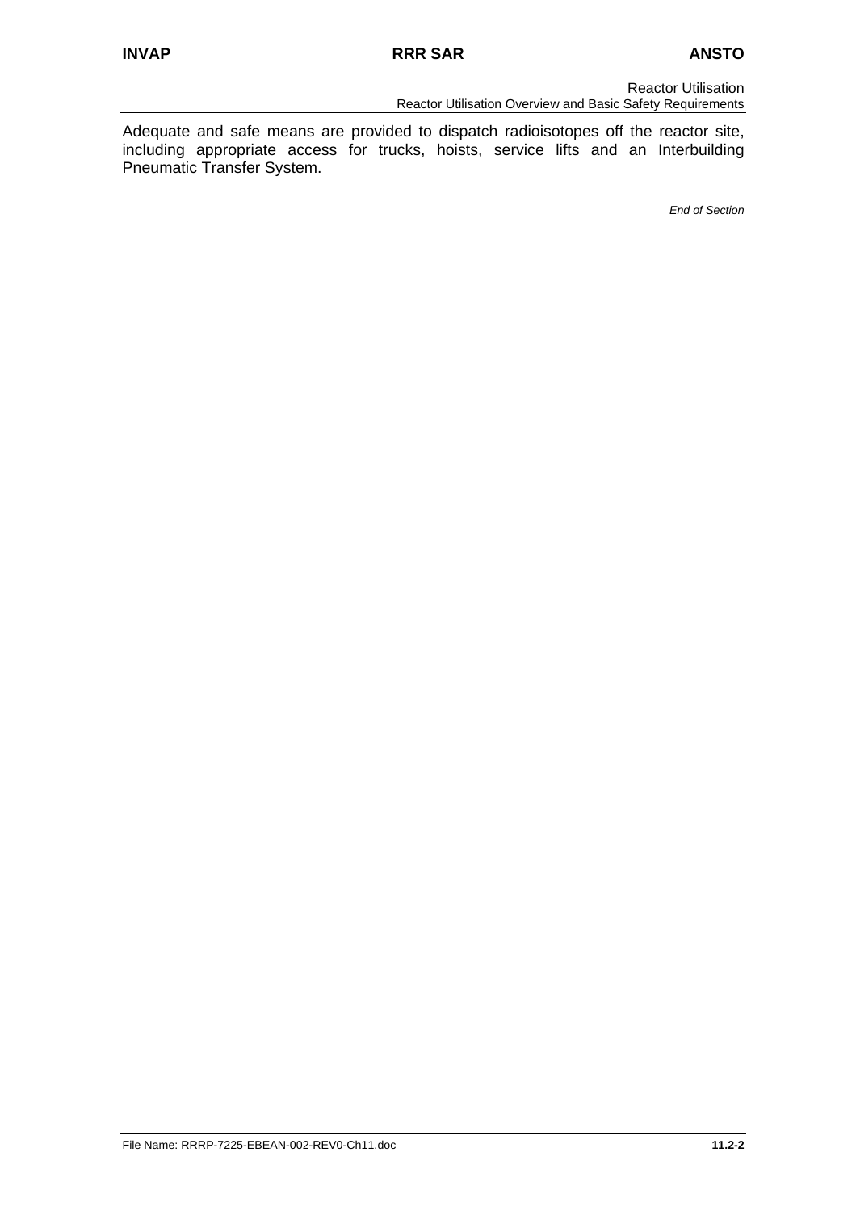Adequate and safe means are provided to dispatch radioisotopes off the reactor site, including appropriate access for trucks, hoists, service lifts and an Interbuilding Pneumatic Transfer System.

*End of Section*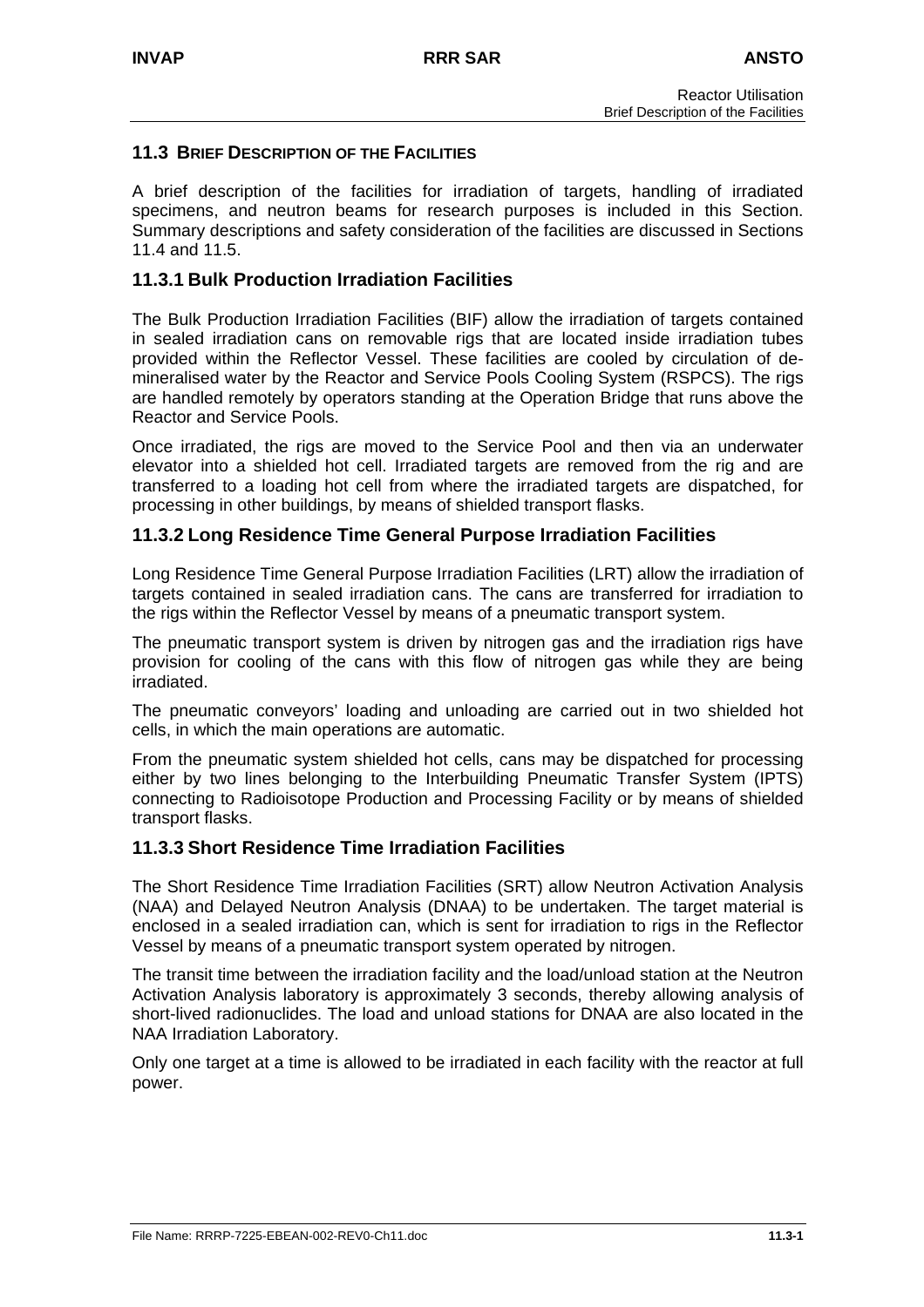## 11.3 BRIEF DESCRIPTION OF THE FACILITIES

A brief description of the facilities for irradiation of targets, handling of irradiated specimens, and neutron beams for research purposes is included in this Section. Summary descriptions and safety consideration of the facilities are discussed in Sections 11.4 and 11.5.

### 11.3.1 Bulk Production Irradiation Facilities

The Bulk Production Irradiation Facilities (BIF) allow the irradiation of targets contained in sealed irradiation cans on removable rigs that are located inside irradiation tubes provided within the Reflector Vessel. These facilities are cooled by circulation of de-mineralised water by the Reactor and Service Pools Cooling System (RSPCS). The rigs are handled remotely by operators standing at the Operation Bridge that runs above the Reactor and Service Pools.

Once irradiated, the rigs are moved to the Service Pool and then via an underwater elevator into a shielded hot cell. Irradiated targets are removed from the rig and are transferred to a loading hot cell from where the irradiated targets are dispatched, for processing in other buildings, by means of shielded transport flasks.

### 11.3.2 Long Residence Time General Purpose Irradiation Facilities

Long Residence Time General Purpose Irradiation Facilities (LRT) allow the irradiation of targets contained in sealed irradiation cans. The cans are transferred for irradiation to the rigs within the Reflector Vessel by means of a pneumatic transport system.

The pneumatic transport system is driven by nitrogen gas and the irradiation rigs have provision for cooling of the cans with this flow of nitrogen gas while they are being irradiated.

The pneumatic conveyors' loading and unloading are carried out in two shielded hot cells, in which the main operations are automatic.

From the pneumatic system shielded hot cells, cans may be dispatched for processing either by two lines belonging to the Interbuilding Pneumatic Transfer System (IPTS) connecting to Radioisotope Production and Processing Facility or by means of shielded transport flasks.

### 11.3.3 Short Residence Time Irradiation Facilities

The Short Residence Time Irradiation Facilities (SRT) allow Neutron Activation Analysis (NAA) and Delayed Neutron Analysis (DNAA) to be undertaken. The target material is enclosed in a sealed irradiation can, which is sent for irradiation to rigs in the Reflector Vessel by means of a pneumatic transport system operated by nitrogen.

The transit time between the irradiation facility and the load/unload station at the Neutron Activation Analysis laboratory is approximately 3 seconds, thereby allowing analysis of short-lived radionuclides. The load and unload stations for DNAA are also located in the NAA Irradiation Laboratory.

Only one target at a time is allowed to be irradiated in each facility with the reactor at full power.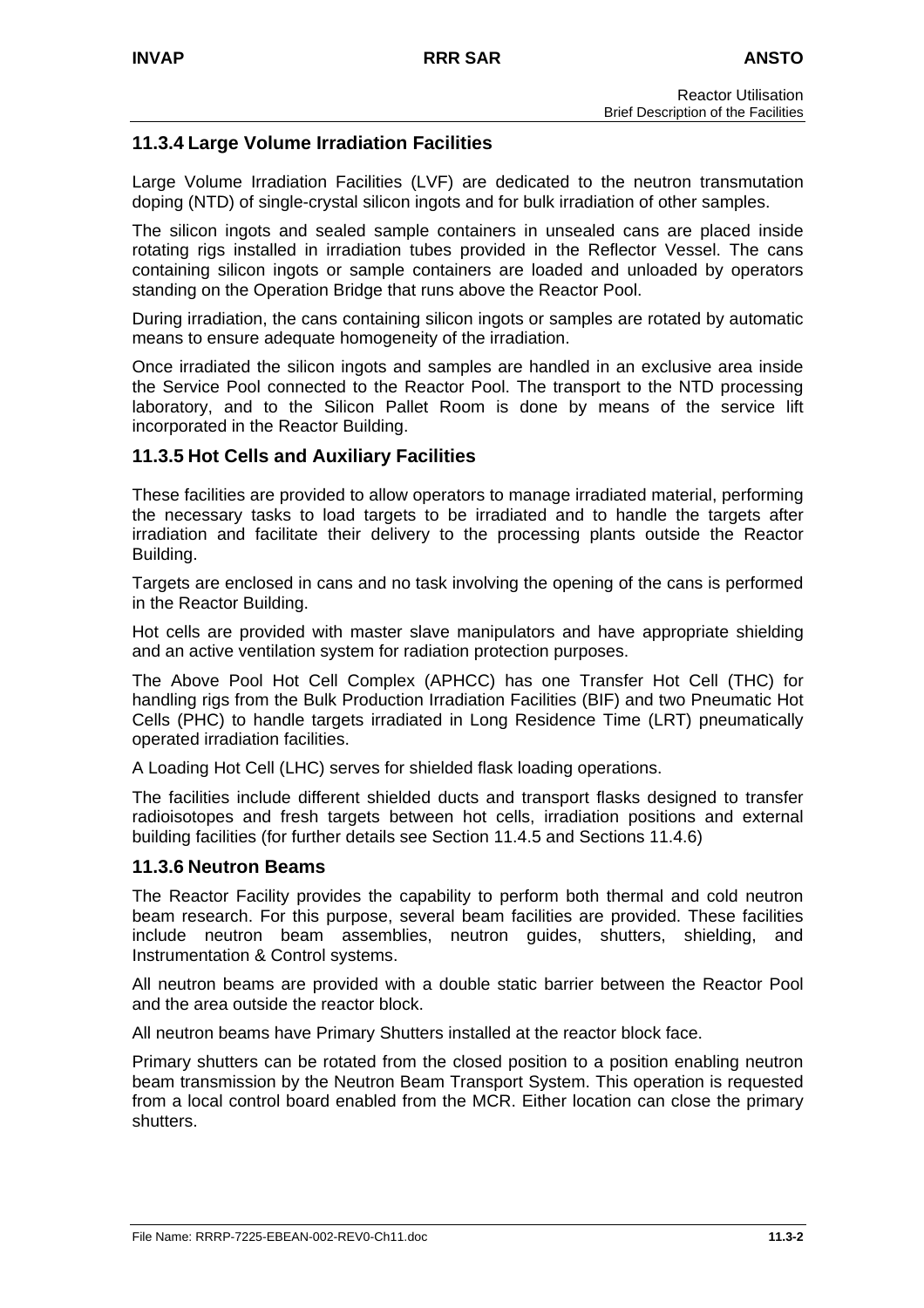### 11.3.4 Large Volume Irradiation Facilities

Large Volume Irradiation Facilities (LVF) are dedicated to the neutron transmutation doping (NTD) of single-crystal silicon ingots and for bulk irradiation of other samples.

The silicon ingots and sealed sample containers in unsealed cans are placed inside rotating rigs installed in irradiation tubes provided in the Reflector Vessel. The cans containing silicon ingots or sample containers are loaded and unloaded by operators standing on the Operation Bridge that runs above the Reactor Pool.

During irradiation, the cans containing silicon ingots or samples are rotated by automatic means to ensure adequate homogeneity of the irradiation.

Once irradiated the silicon ingots and samples are handled in an exclusive area inside the Service Pool connected to the Reactor Pool. The transport to the NTD processing laboratory, and to the Silicon Pallet Room is done by means of the service lift incorporated in the Reactor Building.

### 11.3.5 Hot Cells and Auxiliary Facilities

These facilities are provided to allow operators to manage irradiated material, performing the necessary tasks to load targets to be irradiated and to handle the targets after irradiation and facilitate their delivery to the processing plants outside the Reactor Building.

Targets are enclosed in cans and no task involving the opening of the cans is performed in the Reactor Building.

Hot cells are provided with master slave manipulators and have appropriate shielding and an active ventilation system for radiation protection purposes.

The Above Pool Hot Cell Complex (APHCC) has one Transfer Hot Cell (THC) for handling rigs from the Bulk Production Irradiation Facilities (BIF) and two Pneumatic Hot Cells (PHC) to handle targets irradiated in Long Residence Time (LRT) pneumatically operated irradiation facilities.

A Loading Hot Cell (LHC) serves for shielded flask loading operations.

The facilities include different shielded ducts and transport flasks designed to transfer radioisotopes and fresh targets between hot cells, irradiation positions and external building facilities (for further details see Section 11.4.5 and Sections 11.4.6)

### 11.3.6 Neutron Beams

The Reactor Facility provides the capability to perform both thermal and cold neutron beam research. For this purpose, several beam facilities are provided. These facilities include neutron beam assemblies, neutron guides, shutters, shielding, and Instrumentation & Control systems.

All neutron beams are provided with a double static barrier between the Reactor Pool and the area outside the reactor block.

All neutron beams have Primary Shutters installed at the reactor block face.

Primary shutters can be rotated from the closed position to a position enabling neutron beam transmission by the Neutron Beam Transport System. This operation is requested from a local control board enabled from the MCR. Either location can close the primary shutters.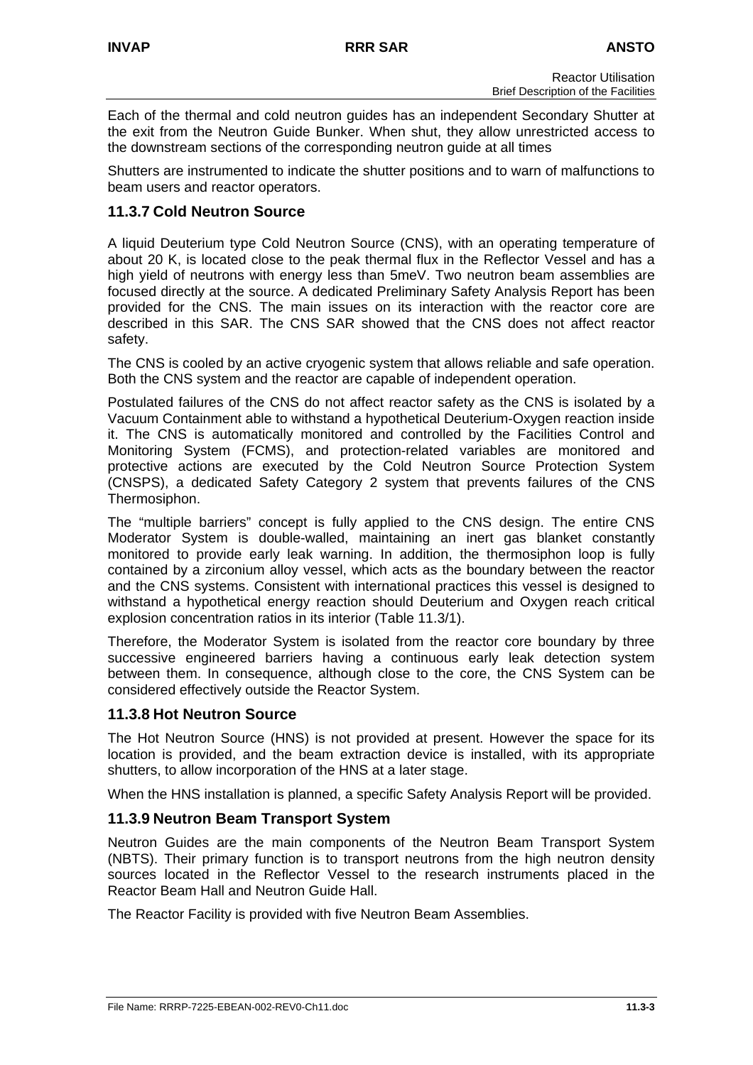Each of the thermal and cold neutron guides has an independent Secondary Shutter at the exit from the Neutron Guide Bunker. When shut, they allow unrestricted access to the downstream sections of the corresponding neutron guide at all times

Shutters are instrumented to indicate the shutter positions and to warn of malfunctions to beam users and reactor operators.

### 11.3.7 Cold Neutron Source

A liquid Deuterium type Cold Neutron Source (CNS), with an operating temperature of about 20 K, is located close to the peak thermal flux in the Reflector Vessel and has a high yield of neutrons with energy less than 5meV. Two neutron beam assemblies are focused directly at the source. A dedicated Preliminary Safety Analysis Report has been provided for the CNS. The main issues on its interaction with the reactor core are described in this SAR. The CNS SAR showed that the CNS does not affect reactor safety.

The CNS is cooled by an active cryogenic system that allows reliable and safe operation. Both the CNS system and the reactor are capable of independent operation.

Postulated failures of the CNS do not affect reactor safety as the CNS is isolated by a Vacuum Containment able to withstand a hypothetical Deuterium-Oxygen reaction inside it. The CNS is automatically monitored and controlled by the Facilities Control and Monitoring System (FCMS), and protection-related variables are monitored and protective actions are executed by the Cold Neutron Source Protection System (CNSPS), a dedicated Safety Category 2 system that prevents failures of the CNS Thermosiphon.

The "multiple barriers" concept is fully applied to the CNS design. The entire CNS Moderator System is double-walled, maintaining an inert gas blanket constantly monitored to provide early leak warning. In addition, the thermosiphon loop is fully contained by a zirconium alloy vessel, which acts as the boundary between the reactor and the CNS systems. Consistent with international practices this vessel is designed to withstand a hypothetical energy reaction should Deuterium and Oxygen reach critical explosion concentration ratios in its interior (Table 11.3/1).

Therefore, the Moderator System is isolated from the reactor core boundary by three successive engineered barriers having a continuous early leak detection system between them. In consequence, although close to the core, the CNS System can be considered effectively outside the Reactor System.

### 11.3.8 Hot Neutron Source

The Hot Neutron Source (HNS) is not provided at present. However the space for its location is provided, and the beam extraction device is installed, with its appropriate shutters, to allow incorporation of the HNS at a later stage.

When the HNS installation is planned, a specific Safety Analysis Report will be provided.

### 11.3.9 Neutron Beam Transport System

Neutron Guides are the main components of the Neutron Beam Transport System (NBTS). Their primary function is to transport neutrons from the high neutron density sources located in the Reflector Vessel to the research instruments placed in the Reactor Beam Hall and Neutron Guide Hall.

The Reactor Facility is provided with five Neutron Beam Assemblies.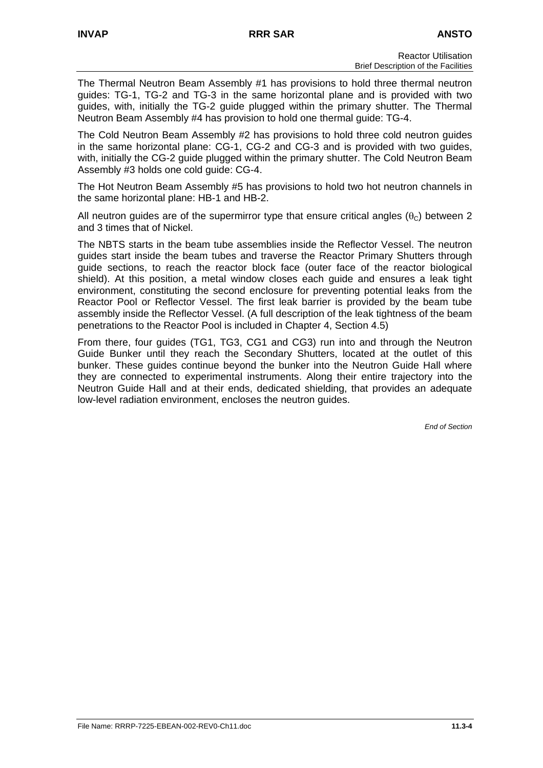The Thermal Neutron Beam Assembly #1 has provisions to hold three thermal neutron guides: TG-1, TG-2 and TG-3 in the same horizontal plane and is provided with two guides, with, initially the TG-2 guide plugged within the primary shutter. The Thermal Neutron Beam Assembly #4 has provision to hold one thermal guide: TG-4.

The Cold Neutron Beam Assembly #2 has provisions to hold three cold neutron guides in the same horizontal plane: CG-1, CG-2 and CG-3 and is provided with two guides, with, initially the CG-2 guide plugged within the primary shutter. The Cold Neutron Beam Assembly #3 holds one cold guide: CG-4.

The Hot Neutron Beam Assembly #5 has provisions to hold two hot neutron channels in the same horizontal plane: HB-1 and HB-2.

All neutron guides are of the supermirror type that ensure critical angles ($\theta_C$) between 2 and 3 times that of Nickel.

The NBTS starts in the beam tube assemblies inside the Reflector Vessel. The neutron guides start inside the beam tubes and traverse the Reactor Primary Shutters through guide sections, to reach the reactor block face (outer face of the reactor biological shield). At this position, a metal window closes each guide and ensures a leak tight environment, constituting the second enclosure for preventing potential leaks from the Reactor Pool or Reflector Vessel. The first leak barrier is provided by the beam tube assembly inside the Reflector Vessel. (A full description of the leak tightness of the beam penetrations to the Reactor Pool is included in Chapter 4, Section 4.5)

From there, four guides (TG1, TG3, CG1 and CG3) run into and through the Neutron Guide Bunker until they reach the Secondary Shutters, located at the outlet of this bunker. These guides continue beyond the bunker into the Neutron Guide Hall where they are connected to experimental instruments. Along their entire trajectory into the Neutron Guide Hall and at their ends, dedicated shielding, that provides an adequate low-level radiation environment, encloses the neutron guides.

*End of Section*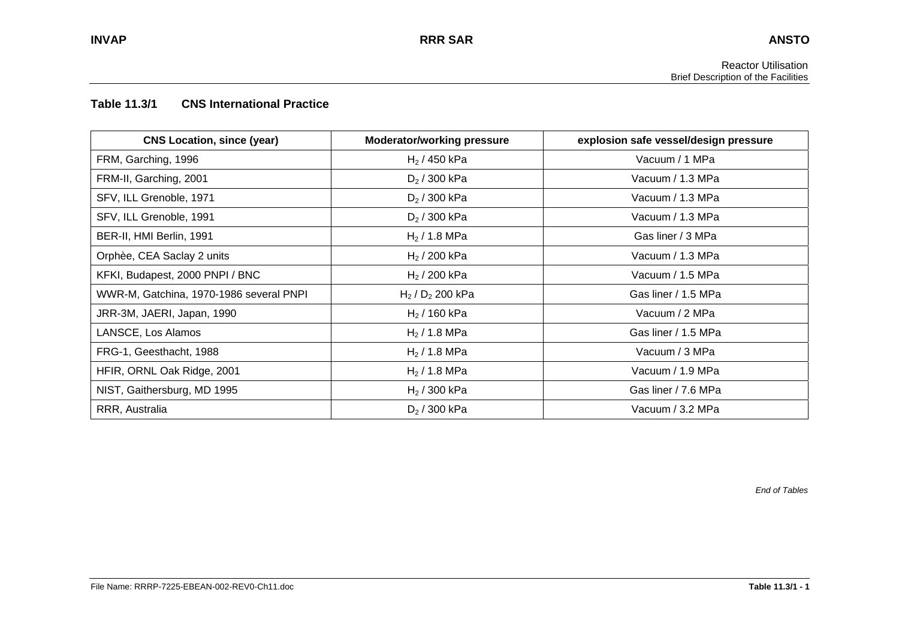## Table 11.3/1 CNS International Practice

| CNS Location, since (year) | Moderator/working pressure | explosion safe vessel/design pressure |
| --- | --- | --- |
| FRM, Garching, 1996 | $H_2$ / 450 kPa | Vacuum / 1 MPa |
| FRM-II, Garching, 2001 | $D_2$ / 300 kPa | Vacuum / 1.3 MPa |
| SFV, ILL Grenoble, 1971 | $D_2$ / 300 kPa | Vacuum / 1.3 MPa |
| SFV, ILL Grenoble, 1991 | $D_2$ / 300 kPa | Vacuum / 1.3 MPa |
| BER-II, HMI Berlin, 1991 | $H_2$ / 1.8 MPa | Gas liner / 3 MPa |
| Orphèe, CEA Saclay 2 units | $H_2$ / 200 kPa | Vacuum / 1.3 MPa |
| KFKI, Budapest, 2000 PNPI / BNC | $H_2$ / 200 kPa | Vacuum / 1.5 MPa |
| WWR-M, Gatchina, 1970-1986 several PNPI | $H_2$ / $D_2$ 200 kPa | Gas liner / 1.5 MPa |
| JRR-3M, JAERI, Japan, 1990 | $H_2$ / 160 kPa | Vacuum / 2 MPa |
| LANSCE, Los Alamos | $H_2$ / 1.8 MPa | Gas liner / 1.5 MPa |
| FRG-1, Geesthacht, 1988 | $H_2$ / 1.8 MPa | Vacuum / 3 MPa |
| HFIR, ORNL Oak Ridge, 2001 | $H_2$ / 1.8 MPa | Vacuum / 1.9 MPa |
| NIST, Gaithersburg, MD 1995 | $H_2$ / 300 kPa | Gas liner / 7.6 MPa |
| RRR, Australia | $D_2$ / 300 kPa | Vacuum / 3.2 MPa |

*End of Tables*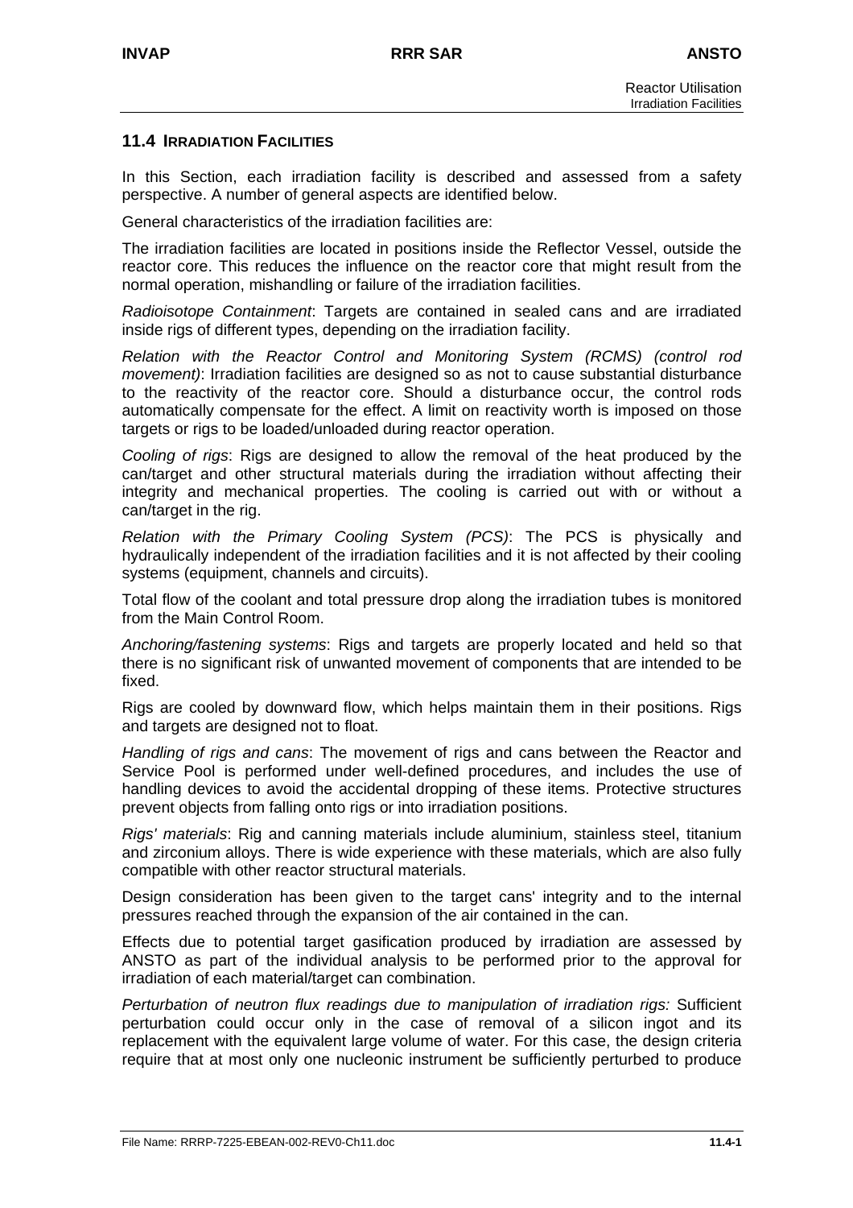## 11.4 IRRADIATION FACILITIES

In this Section, each irradiation facility is described and assessed from a safety perspective. A number of general aspects are identified below.

General characteristics of the irradiation facilities are:

The irradiation facilities are located in positions inside the Reflector Vessel, outside the reactor core. This reduces the influence on the reactor core that might result from the normal operation, mishandling or failure of the irradiation facilities.

*Radioisotope Containment*: Targets are contained in sealed cans and are irradiated inside rigs of different types, depending on the irradiation facility.

*Relation with the Reactor Control and Monitoring System (RCMS) (control rod movement)*: Irradiation facilities are designed so as not to cause substantial disturbance to the reactivity of the reactor core. Should a disturbance occur, the control rods automatically compensate for the effect. A limit on reactivity worth is imposed on those targets or rigs to be loaded/unloaded during reactor operation.

*Cooling of rigs*: Rigs are designed to allow the removal of the heat produced by the can/target and other structural materials during the irradiation without affecting their integrity and mechanical properties. The cooling is carried out with or without a can/target in the rig.

*Relation with the Primary Cooling System (PCS)*: The PCS is physically and hydraulically independent of the irradiation facilities and it is not affected by their cooling systems (equipment, channels and circuits).

Total flow of the coolant and total pressure drop along the irradiation tubes is monitored from the Main Control Room.

*Anchoring/fastening systems*: Rigs and targets are properly located and held so that there is no significant risk of unwanted movement of components that are intended to be fixed.

Rigs are cooled by downward flow, which helps maintain them in their positions. Rigs and targets are designed not to float.

*Handling of rigs and cans*: The movement of rigs and cans between the Reactor and Service Pool is performed under well-defined procedures, and includes the use of handling devices to avoid the accidental dropping of these items. Protective structures prevent objects from falling onto rigs or into irradiation positions.

*Rigs' materials*: Rig and canning materials include aluminium, stainless steel, titanium and zirconium alloys. There is wide experience with these materials, which are also fully compatible with other reactor structural materials.

Design consideration has been given to the target cans' integrity and to the internal pressures reached through the expansion of the air contained in the can.

Effects due to potential target gasification produced by irradiation are assessed by ANSTO as part of the individual analysis to be performed prior to the approval for irradiation of each material/target can combination.

*Perturbation of neutron flux readings due to manipulation of irradiation rigs:* Sufficient perturbation could occur only in the case of removal of a silicon ingot and its replacement with the equivalent large volume of water. For this case, the design criteria require that at most only one nucleonic instrument be sufficiently perturbed to produce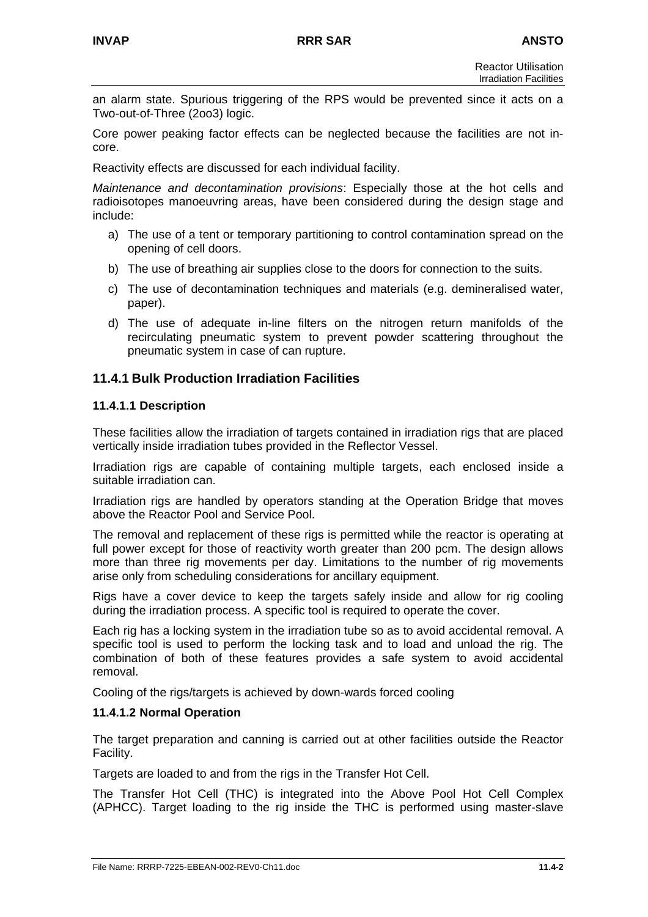an alarm state. Spurious triggering of the RPS would be prevented since it acts on a Two-out-of-Three (2oo3) logic.

Core power peaking factor effects can be neglected because the facilities are not in-core.

Reactivity effects are discussed for each individual facility.

*Maintenance and decontamination provisions*: Especially those at the hot cells and radioisotopes manoeuvring areas, have been considered during the design stage and include:

a) The use of a tent or temporary partitioning to control contamination spread on the opening of cell doors.

b) The use of breathing air supplies close to the doors for connection to the suits.

c) The use of decontamination techniques and materials (e.g. demineralised water, paper).

d) The use of adequate in-line filters on the nitrogen return manifolds of the recirculating pneumatic system to prevent powder scattering throughout the pneumatic system in case of can rupture.

## 11.4.1 Bulk Production Irradiation Facilities

### 11.4.1.1 Description

These facilities allow the irradiation of targets contained in irradiation rigs that are placed vertically inside irradiation tubes provided in the Reflector Vessel.

Irradiation rigs are capable of containing multiple targets, each enclosed inside a suitable irradiation can.

Irradiation rigs are handled by operators standing at the Operation Bridge that moves above the Reactor Pool and Service Pool.

The removal and replacement of these rigs is permitted while the reactor is operating at full power except for those of reactivity worth greater than 200 pcm. The design allows more than three rig movements per day. Limitations to the number of rig movements arise only from scheduling considerations for ancillary equipment.

Rigs have a cover device to keep the targets safely inside and allow for rig cooling during the irradiation process. A specific tool is required to operate the cover.

Each rig has a locking system in the irradiation tube so as to avoid accidental removal. A specific tool is used to perform the locking task and to load and unload the rig. The combination of both of these features provides a safe system to avoid accidental removal.

Cooling of the rigs/targets is achieved by down-wards forced cooling

### 11.4.1.2 Normal Operation

The target preparation and canning is carried out at other facilities outside the Reactor Facility.

Targets are loaded to and from the rigs in the Transfer Hot Cell.

The Transfer Hot Cell (THC) is integrated into the Above Pool Hot Cell Complex (APHCC). Target loading to the rig inside the THC is performed using master-slave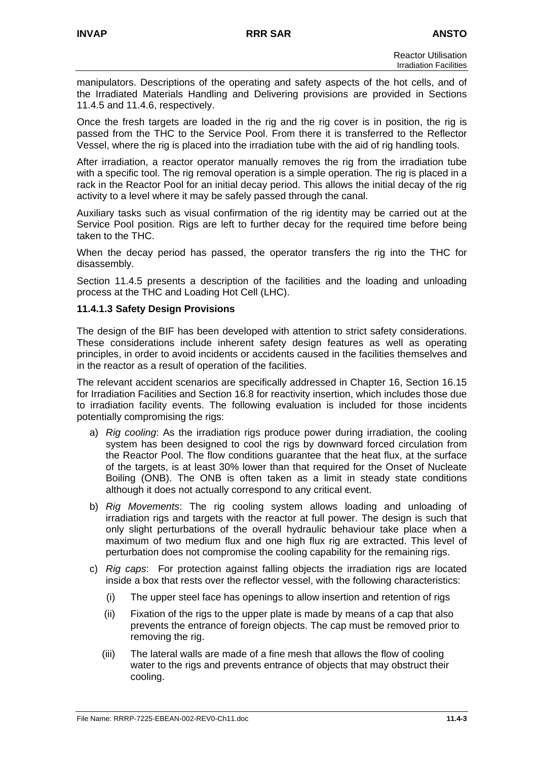manipulators. Descriptions of the operating and safety aspects of the hot cells, and of the Irradiated Materials Handling and Delivering provisions are provided in Sections 11.4.5 and 11.4.6, respectively.

Once the fresh targets are loaded in the rig and the rig cover is in position, the rig is passed from the THC to the Service Pool. From there it is transferred to the Reflector Vessel, where the rig is placed into the irradiation tube with the aid of rig handling tools.

After irradiation, a reactor operator manually removes the rig from the irradiation tube with a specific tool. The rig removal operation is a simple operation. The rig is placed in a rack in the Reactor Pool for an initial decay period. This allows the initial decay of the rig activity to a level where it may be safely passed through the canal.

Auxiliary tasks such as visual confirmation of the rig identity may be carried out at the Service Pool position. Rigs are left to further decay for the required time before being taken to the THC.

When the decay period has passed, the operator transfers the rig into the THC for disassembly.

Section 11.4.5 presents a description of the facilities and the loading and unloading process at the THC and Loading Hot Cell (LHC).

### 11.4.1.3 Safety Design Provisions

The design of the BIF has been developed with attention to strict safety considerations. These considerations include inherent safety design features as well as operating principles, in order to avoid incidents or accidents caused in the facilities themselves and in the reactor as a result of operation of the facilities.

The relevant accident scenarios are specifically addressed in Chapter 16, Section 16.15 for Irradiation Facilities and Section 16.8 for reactivity insertion, which includes those due to irradiation facility events. The following evaluation is included for those incidents potentially compromising the rigs:

a) *Rig cooling*: As the irradiation rigs produce power during irradiation, the cooling system has been designed to cool the rigs by downward forced circulation from the Reactor Pool. The flow conditions guarantee that the heat flux, at the surface of the targets, is at least 30% lower than that required for the Onset of Nucleate Boiling (ONB). The ONB is often taken as a limit in steady state conditions although it does not actually correspond to any critical event.

b) *Rig Movements*: The rig cooling system allows loading and unloading of irradiation rigs and targets with the reactor at full power. The design is such that only slight perturbations of the overall hydraulic behaviour take place when a maximum of two medium flux and one high flux rig are extracted. This level of perturbation does not compromise the cooling capability for the remaining rigs.

c) *Rig caps*: For protection against falling objects the irradiation rigs are located inside a box that rests over the reflector vessel, with the following characteristics:

   (i) The upper steel face has openings to allow insertion and retention of rigs

   (ii) Fixation of the rigs to the upper plate is made by means of a cap that also prevents the entrance of foreign objects. The cap must be removed prior to removing the rig.

   (iii) The lateral walls are made of a fine mesh that allows the flow of cooling water to the rigs and prevents entrance of objects that may obstruct their cooling.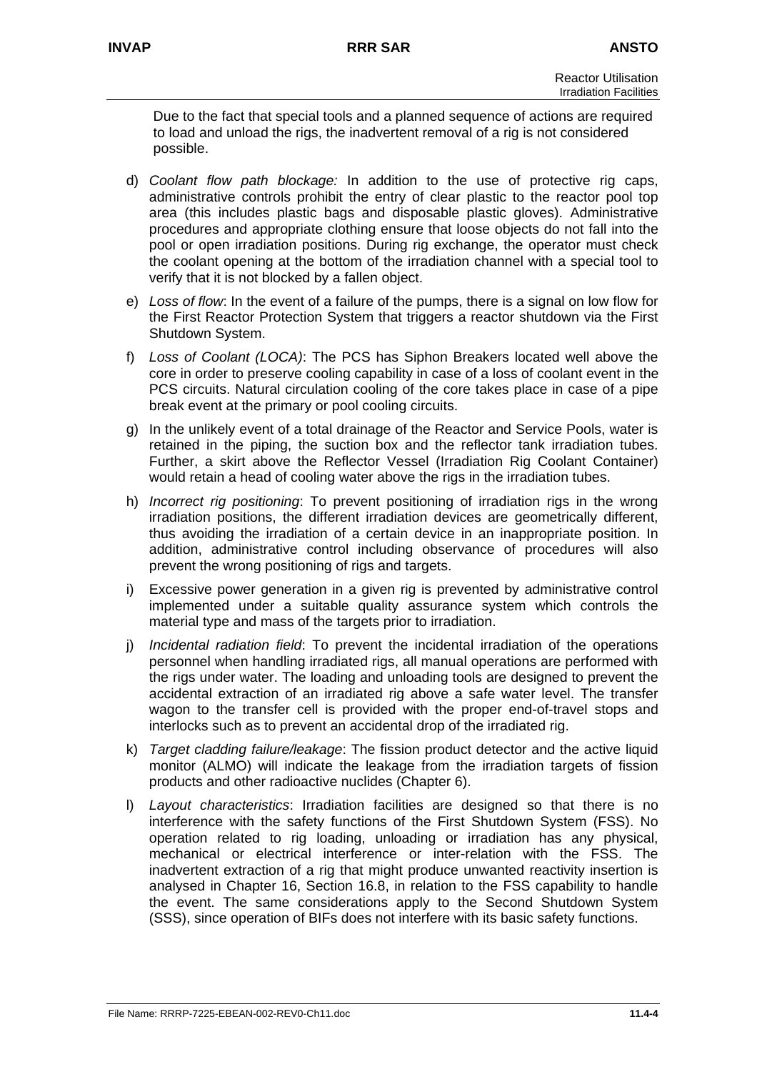Due to the fact that special tools and a planned sequence of actions are required to load and unload the rigs, the inadvertent removal of a rig is not considered possible.

d) *Coolant flow path blockage:* In addition to the use of protective rig caps, administrative controls prohibit the entry of clear plastic to the reactor pool top area (this includes plastic bags and disposable plastic gloves). Administrative procedures and appropriate clothing ensure that loose objects do not fall into the pool or open irradiation positions. During rig exchange, the operator must check the coolant opening at the bottom of the irradiation channel with a special tool to verify that it is not blocked by a fallen object.

e) *Loss of flow*: In the event of a failure of the pumps, there is a signal on low flow for the First Reactor Protection System that triggers a reactor shutdown via the First Shutdown System.

f) *Loss of Coolant (LOCA)*: The PCS has Siphon Breakers located well above the core in order to preserve cooling capability in case of a loss of coolant event in the PCS circuits. Natural circulation cooling of the core takes place in case of a pipe break event at the primary or pool cooling circuits.

g) In the unlikely event of a total drainage of the Reactor and Service Pools, water is retained in the piping, the suction box and the reflector tank irradiation tubes. Further, a skirt above the Reflector Vessel (Irradiation Rig Coolant Container) would retain a head of cooling water above the rigs in the irradiation tubes.

h) *Incorrect rig positioning*: To prevent positioning of irradiation rigs in the wrong irradiation positions, the different irradiation devices are geometrically different, thus avoiding the irradiation of a certain device in an inappropriate position. In addition, administrative control including observance of procedures will also prevent the wrong positioning of rigs and targets.

i) Excessive power generation in a given rig is prevented by administrative control implemented under a suitable quality assurance system which controls the material type and mass of the targets prior to irradiation.

j) *Incidental radiation field*: To prevent the incidental irradiation of the operations personnel when handling irradiated rigs, all manual operations are performed with the rigs under water. The loading and unloading tools are designed to prevent the accidental extraction of an irradiated rig above a safe water level. The transfer wagon to the transfer cell is provided with the proper end-of-travel stops and interlocks such as to prevent an accidental drop of the irradiated rig.

k) *Target cladding failure/leakage*: The fission product detector and the active liquid monitor (ALMO) will indicate the leakage from the irradiation targets of fission products and other radioactive nuclides (Chapter 6).

l) *Layout characteristics*: Irradiation facilities are designed so that there is no interference with the safety functions of the First Shutdown System (FSS). No operation related to rig loading, unloading or irradiation has any physical, mechanical or electrical interference or inter-relation with the FSS. The inadvertent extraction of a rig that might produce unwanted reactivity insertion is analysed in Chapter 16, Section 16.8, in relation to the FSS capability to handle the event. The same considerations apply to the Second Shutdown System (SSS), since operation of BIFs does not interfere with its basic safety functions.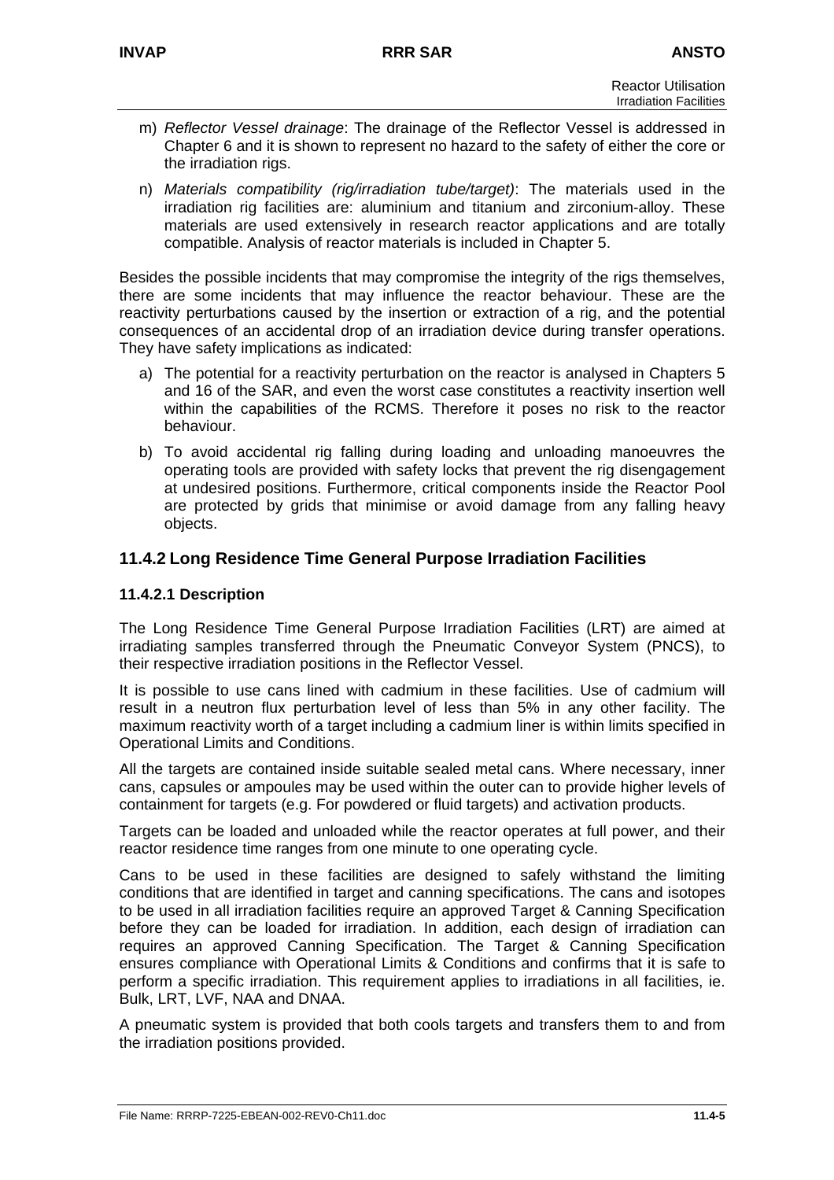m) *Reflector Vessel drainage*: The drainage of the Reflector Vessel is addressed in Chapter 6 and it is shown to represent no hazard to the safety of either the core or the irradiation rigs.

n) *Materials compatibility (rig/irradiation tube/target)*: The materials used in the irradiation rig facilities are: aluminium and titanium and zirconium-alloy. These materials are used extensively in research reactor applications and are totally compatible. Analysis of reactor materials is included in Chapter 5.

Besides the possible incidents that may compromise the integrity of the rigs themselves, there are some incidents that may influence the reactor behaviour. These are the reactivity perturbations caused by the insertion or extraction of a rig, and the potential consequences of an accidental drop of an irradiation device during transfer operations. They have safety implications as indicated:

a) The potential for a reactivity perturbation on the reactor is analysed in Chapters 5 and 16 of the SAR, and even the worst case constitutes a reactivity insertion well within the capabilities of the RCMS. Therefore it poses no risk to the reactor behaviour.

b) To avoid accidental rig falling during loading and unloading manoeuvres the operating tools are provided with safety locks that prevent the rig disengagement at undesired positions. Furthermore, critical components inside the Reactor Pool are protected by grids that minimise or avoid damage from any falling heavy objects.

## 11.4.2 Long Residence Time General Purpose Irradiation Facilities

### 11.4.2.1 Description

The Long Residence Time General Purpose Irradiation Facilities (LRT) are aimed at irradiating samples transferred through the Pneumatic Conveyor System (PNCS), to their respective irradiation positions in the Reflector Vessel.

It is possible to use cans lined with cadmium in these facilities. Use of cadmium will result in a neutron flux perturbation level of less than 5% in any other facility. The maximum reactivity worth of a target including a cadmium liner is within limits specified in Operational Limits and Conditions.

All the targets are contained inside suitable sealed metal cans. Where necessary, inner cans, capsules or ampoules may be used within the outer can to provide higher levels of containment for targets (e.g. For powdered or fluid targets) and activation products.

Targets can be loaded and unloaded while the reactor operates at full power, and their reactor residence time ranges from one minute to one operating cycle.

Cans to be used in these facilities are designed to safely withstand the limiting conditions that are identified in target and canning specifications. The cans and isotopes to be used in all irradiation facilities require an approved Target & Canning Specification before they can be loaded for irradiation. In addition, each design of irradiation can requires an approved Canning Specification. The Target & Canning Specification ensures compliance with Operational Limits & Conditions and confirms that it is safe to perform a specific irradiation. This requirement applies to irradiations in all facilities, ie. Bulk, LRT, LVF, NAA and DNAA.

A pneumatic system is provided that both cools targets and transfers them to and from the irradiation positions provided.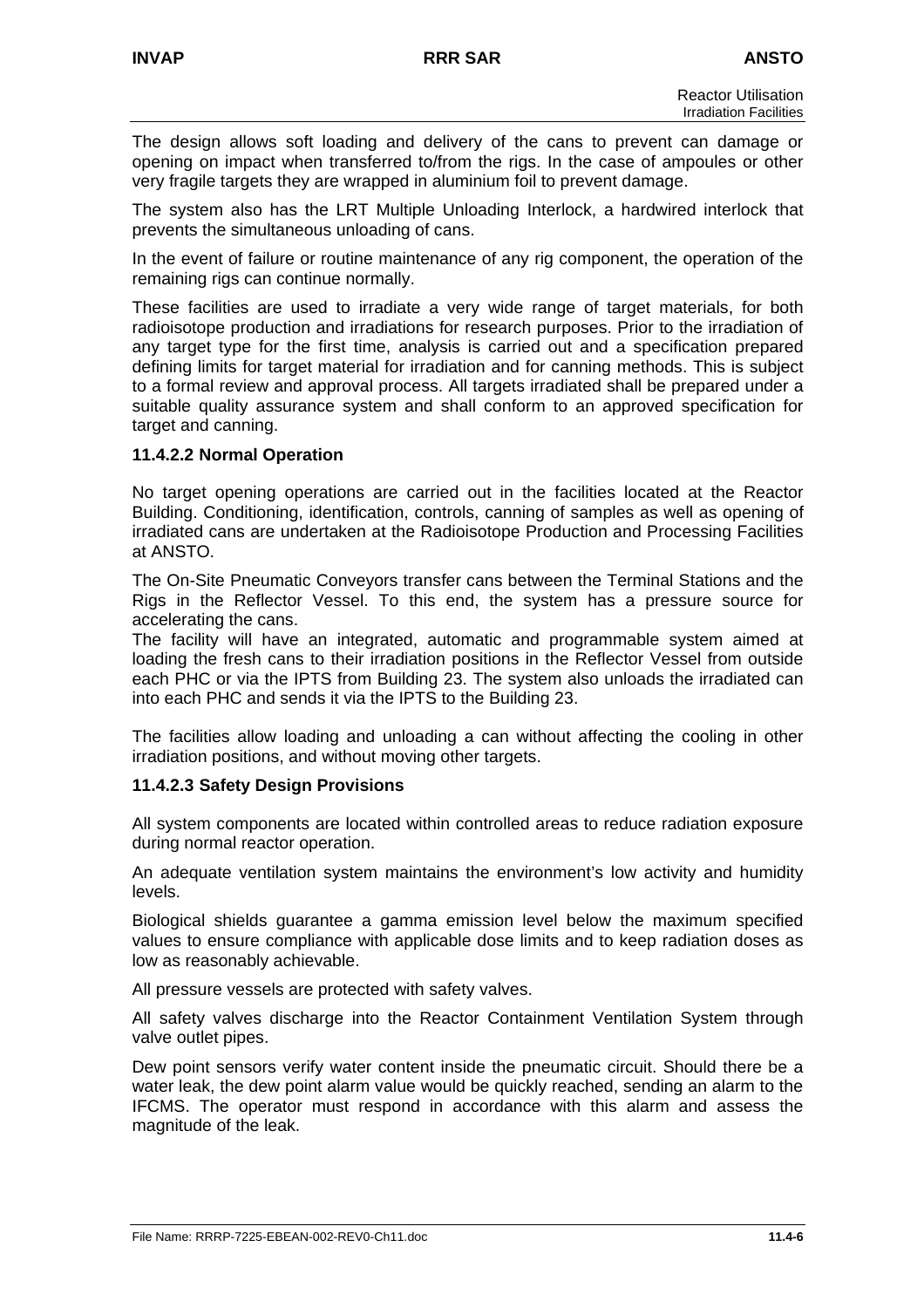The design allows soft loading and delivery of the cans to prevent can damage or opening on impact when transferred to/from the rigs. In the case of ampoules or other very fragile targets they are wrapped in aluminium foil to prevent damage.

The system also has the LRT Multiple Unloading Interlock, a hardwired interlock that prevents the simultaneous unloading of cans.

In the event of failure or routine maintenance of any rig component, the operation of the remaining rigs can continue normally.

These facilities are used to irradiate a very wide range of target materials, for both radioisotope production and irradiations for research purposes. Prior to the irradiation of any target type for the first time, analysis is carried out and a specification prepared defining limits for target material for irradiation and for canning methods. This is subject to a formal review and approval process. All targets irradiated shall be prepared under a suitable quality assurance system and shall conform to an approved specification for target and canning.

### 11.4.2.2 Normal Operation

No target opening operations are carried out in the facilities located at the Reactor Building. Conditioning, identification, controls, canning of samples as well as opening of irradiated cans are undertaken at the Radioisotope Production and Processing Facilities at ANSTO.

The On-Site Pneumatic Conveyors transfer cans between the Terminal Stations and the Rigs in the Reflector Vessel. To this end, the system has a pressure source for accelerating the cans.

The facility will have an integrated, automatic and programmable system aimed at loading the fresh cans to their irradiation positions in the Reflector Vessel from outside each PHC or via the IPTS from Building 23. The system also unloads the irradiated can into each PHC and sends it via the IPTS to the Building 23.

The facilities allow loading and unloading a can without affecting the cooling in other irradiation positions, and without moving other targets.

### 11.4.2.3 Safety Design Provisions

All system components are located within controlled areas to reduce radiation exposure during normal reactor operation.

An adequate ventilation system maintains the environment's low activity and humidity levels.

Biological shields guarantee a gamma emission level below the maximum specified values to ensure compliance with applicable dose limits and to keep radiation doses as low as reasonably achievable.

All pressure vessels are protected with safety valves.

All safety valves discharge into the Reactor Containment Ventilation System through valve outlet pipes.

Dew point sensors verify water content inside the pneumatic circuit. Should there be a water leak, the dew point alarm value would be quickly reached, sending an alarm to the IFCMS. The operator must respond in accordance with this alarm and assess the magnitude of the leak.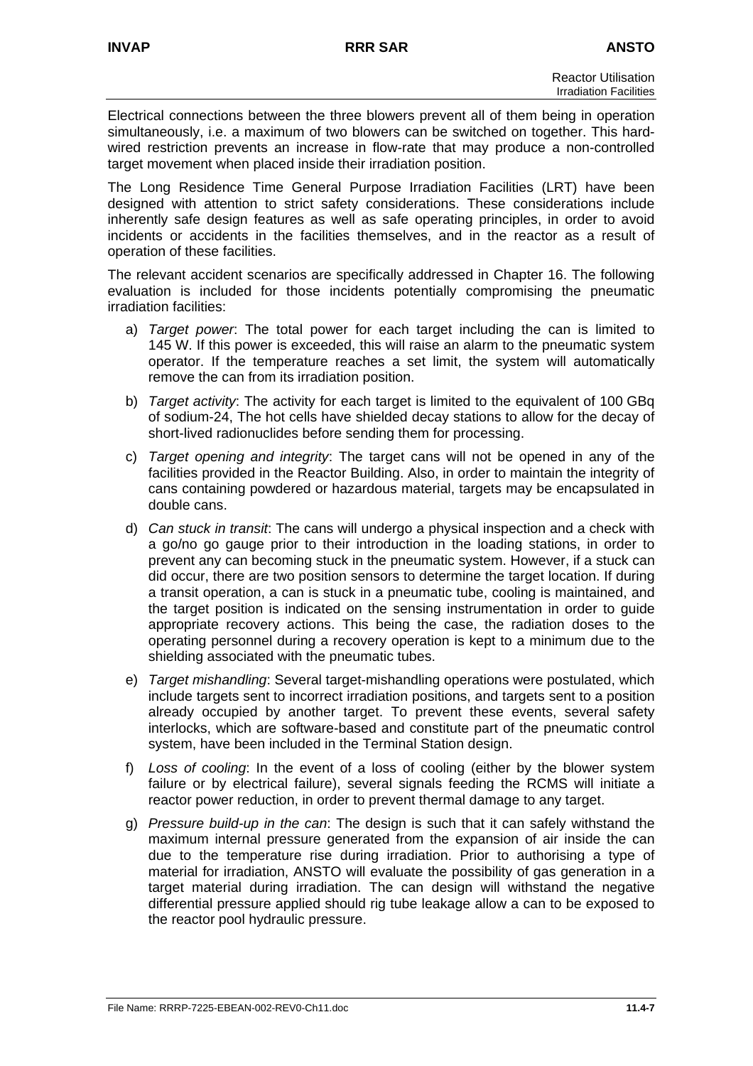Electrical connections between the three blowers prevent all of them being in operation simultaneously, i.e. a maximum of two blowers can be switched on together. This hard-wired restriction prevents an increase in flow-rate that may produce a non-controlled target movement when placed inside their irradiation position.

The Long Residence Time General Purpose Irradiation Facilities (LRT) have been designed with attention to strict safety considerations. These considerations include inherently safe design features as well as safe operating principles, in order to avoid incidents or accidents in the facilities themselves, and in the reactor as a result of operation of these facilities.

The relevant accident scenarios are specifically addressed in Chapter 16. The following evaluation is included for those incidents potentially compromising the pneumatic irradiation facilities:

a) *Target power*: The total power for each target including the can is limited to 145 W. If this power is exceeded, this will raise an alarm to the pneumatic system operator. If the temperature reaches a set limit, the system will automatically remove the can from its irradiation position.

b) *Target activity*: The activity for each target is limited to the equivalent of 100 GBq of sodium-24, The hot cells have shielded decay stations to allow for the decay of short-lived radionuclides before sending them for processing.

c) *Target opening and integrity*: The target cans will not be opened in any of the facilities provided in the Reactor Building. Also, in order to maintain the integrity of cans containing powdered or hazardous material, targets may be encapsulated in double cans.

d) *Can stuck in transit*: The cans will undergo a physical inspection and a check with a go/no go gauge prior to their introduction in the loading stations, in order to prevent any can becoming stuck in the pneumatic system. However, if a stuck can did occur, there are two position sensors to determine the target location. If during a transit operation, a can is stuck in a pneumatic tube, cooling is maintained, and the target position is indicated on the sensing instrumentation in order to guide appropriate recovery actions. This being the case, the radiation doses to the operating personnel during a recovery operation is kept to a minimum due to the shielding associated with the pneumatic tubes.

e) *Target mishandling*: Several target-mishandling operations were postulated, which include targets sent to incorrect irradiation positions, and targets sent to a position already occupied by another target. To prevent these events, several safety interlocks, which are software-based and constitute part of the pneumatic control system, have been included in the Terminal Station design.

f) *Loss of cooling*: In the event of a loss of cooling (either by the blower system failure or by electrical failure), several signals feeding the RCMS will initiate a reactor power reduction, in order to prevent thermal damage to any target.

g) *Pressure build-up in the can*: The design is such that it can safely withstand the maximum internal pressure generated from the expansion of air inside the can due to the temperature rise during irradiation. Prior to authorising a type of material for irradiation, ANSTO will evaluate the possibility of gas generation in a target material during irradiation. The can design will withstand the negative differential pressure applied should rig tube leakage allow a can to be exposed to the reactor pool hydraulic pressure.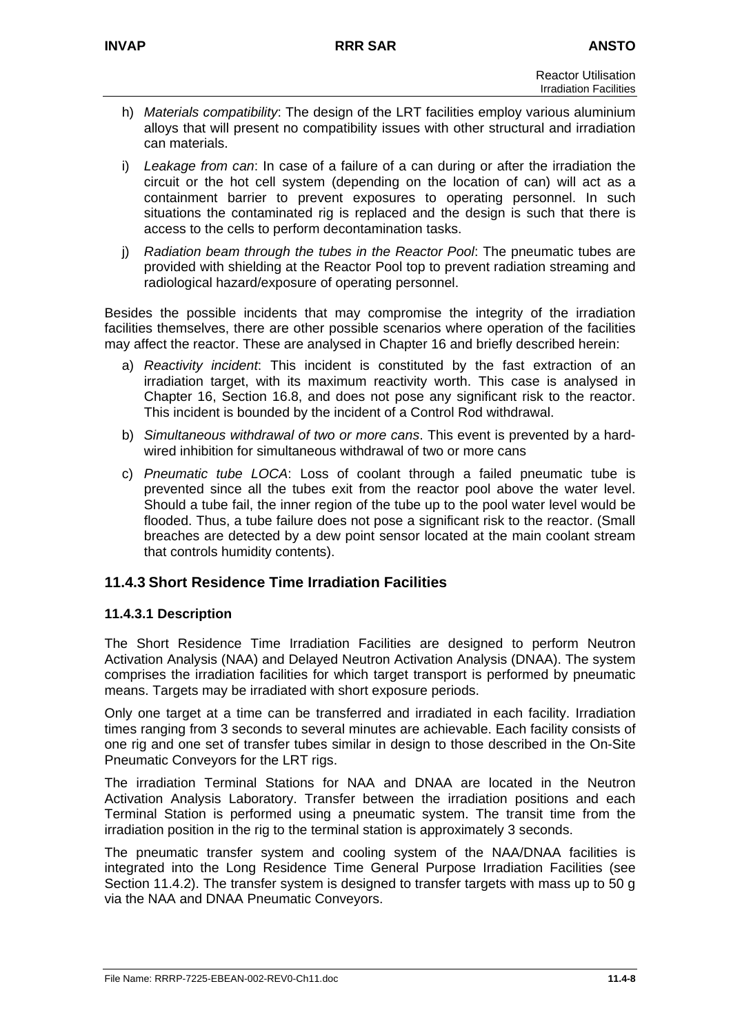h) *Materials compatibility*: The design of the LRT facilities employ various aluminium alloys that will present no compatibility issues with other structural and irradiation can materials.

i) *Leakage from can*: In case of a failure of a can during or after the irradiation the circuit or the hot cell system (depending on the location of can) will act as a containment barrier to prevent exposures to operating personnel. In such situations the contaminated rig is replaced and the design is such that there is access to the cells to perform decontamination tasks.

j) *Radiation beam through the tubes in the Reactor Pool*: The pneumatic tubes are provided with shielding at the Reactor Pool top to prevent radiation streaming and radiological hazard/exposure of operating personnel.

Besides the possible incidents that may compromise the integrity of the irradiation facilities themselves, there are other possible scenarios where operation of the facilities may affect the reactor. These are analysed in Chapter 16 and briefly described herein:

a) *Reactivity incident*: This incident is constituted by the fast extraction of an irradiation target, with its maximum reactivity worth. This case is analysed in Chapter 16, Section 16.8, and does not pose any significant risk to the reactor. This incident is bounded by the incident of a Control Rod withdrawal.

b) *Simultaneous withdrawal of two or more cans*. This event is prevented by a hard-wired inhibition for simultaneous withdrawal of two or more cans

c) *Pneumatic tube LOCA*: Loss of coolant through a failed pneumatic tube is prevented since all the tubes exit from the reactor pool above the water level. Should a tube fail, the inner region of the tube up to the pool water level would be flooded. Thus, a tube failure does not pose a significant risk to the reactor. (Small breaches are detected by a dew point sensor located at the main coolant stream that controls humidity contents).

## 11.4.3 Short Residence Time Irradiation Facilities

### 11.4.3.1 Description

The Short Residence Time Irradiation Facilities are designed to perform Neutron Activation Analysis (NAA) and Delayed Neutron Activation Analysis (DNAA). The system comprises the irradiation facilities for which target transport is performed by pneumatic means. Targets may be irradiated with short exposure periods.

Only one target at a time can be transferred and irradiated in each facility. Irradiation times ranging from 3 seconds to several minutes are achievable. Each facility consists of one rig and one set of transfer tubes similar in design to those described in the On-Site Pneumatic Conveyors for the LRT rigs.

The irradiation Terminal Stations for NAA and DNAA are located in the Neutron Activation Analysis Laboratory. Transfer between the irradiation positions and each Terminal Station is performed using a pneumatic system. The transit time from the irradiation position in the rig to the terminal station is approximately 3 seconds.

The pneumatic transfer system and cooling system of the NAA/DNAA facilities is integrated into the Long Residence Time General Purpose Irradiation Facilities (see Section 11.4.2). The transfer system is designed to transfer targets with mass up to 50 g via the NAA and DNAA Pneumatic Conveyors.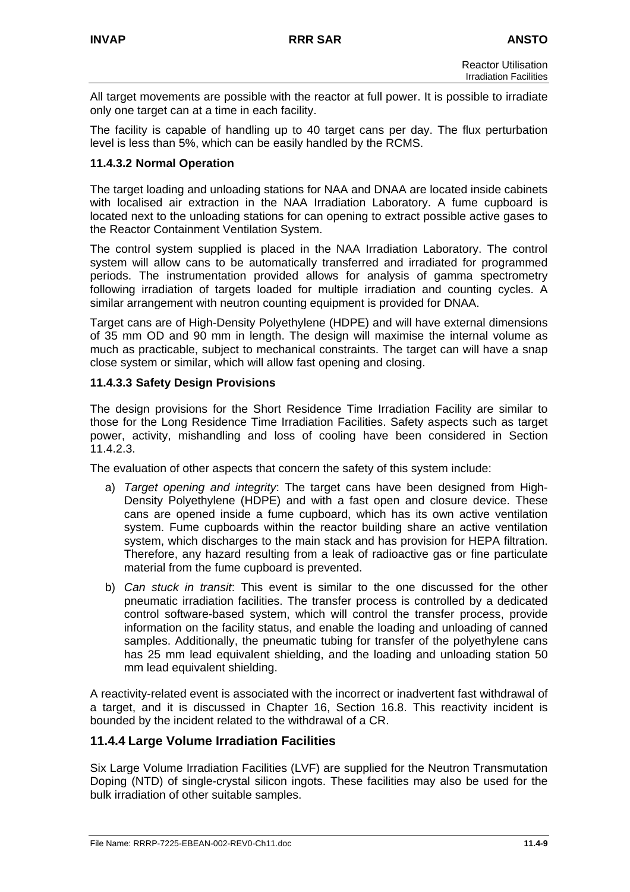All target movements are possible with the reactor at full power. It is possible to irradiate only one target can at a time in each facility.

The facility is capable of handling up to 40 target cans per day. The flux perturbation level is less than 5%, which can be easily handled by the RCMS.

### 11.4.3.2 Normal Operation

The target loading and unloading stations for NAA and DNAA are located inside cabinets with localised air extraction in the NAA Irradiation Laboratory. A fume cupboard is located next to the unloading stations for can opening to extract possible active gases to the Reactor Containment Ventilation System.

The control system supplied is placed in the NAA Irradiation Laboratory. The control system will allow cans to be automatically transferred and irradiated for programmed periods. The instrumentation provided allows for analysis of gamma spectrometry following irradiation of targets loaded for multiple irradiation and counting cycles. A similar arrangement with neutron counting equipment is provided for DNAA.

Target cans are of High-Density Polyethylene (HDPE) and will have external dimensions of 35 mm OD and 90 mm in length. The design will maximise the internal volume as much as practicable, subject to mechanical constraints. The target can will have a snap close system or similar, which will allow fast opening and closing.

### 11.4.3.3 Safety Design Provisions

The design provisions for the Short Residence Time Irradiation Facility are similar to those for the Long Residence Time Irradiation Facilities. Safety aspects such as target power, activity, mishandling and loss of cooling have been considered in Section 11.4.2.3.

The evaluation of other aspects that concern the safety of this system include:

a) *Target opening and integrity*: The target cans have been designed from High-Density Polyethylene (HDPE) and with a fast open and closure device. These cans are opened inside a fume cupboard, which has its own active ventilation system. Fume cupboards within the reactor building share an active ventilation system, which discharges to the main stack and has provision for HEPA filtration. Therefore, any hazard resulting from a leak of radioactive gas or fine particulate material from the fume cupboard is prevented.

b) *Can stuck in transit*: This event is similar to the one discussed for the other pneumatic irradiation facilities. The transfer process is controlled by a dedicated control software-based system, which will control the transfer process, provide information on the facility status, and enable the loading and unloading of canned samples. Additionally, the pneumatic tubing for transfer of the polyethylene cans has 25 mm lead equivalent shielding, and the loading and unloading station 50 mm lead equivalent shielding.

A reactivity-related event is associated with the incorrect or inadvertent fast withdrawal of a target, and it is discussed in Chapter 16, Section 16.8. This reactivity incident is bounded by the incident related to the withdrawal of a CR.

## 11.4.4 Large Volume Irradiation Facilities

Six Large Volume Irradiation Facilities (LVF) are supplied for the Neutron Transmutation Doping (NTD) of single-crystal silicon ingots. These facilities may also be used for the bulk irradiation of other suitable samples.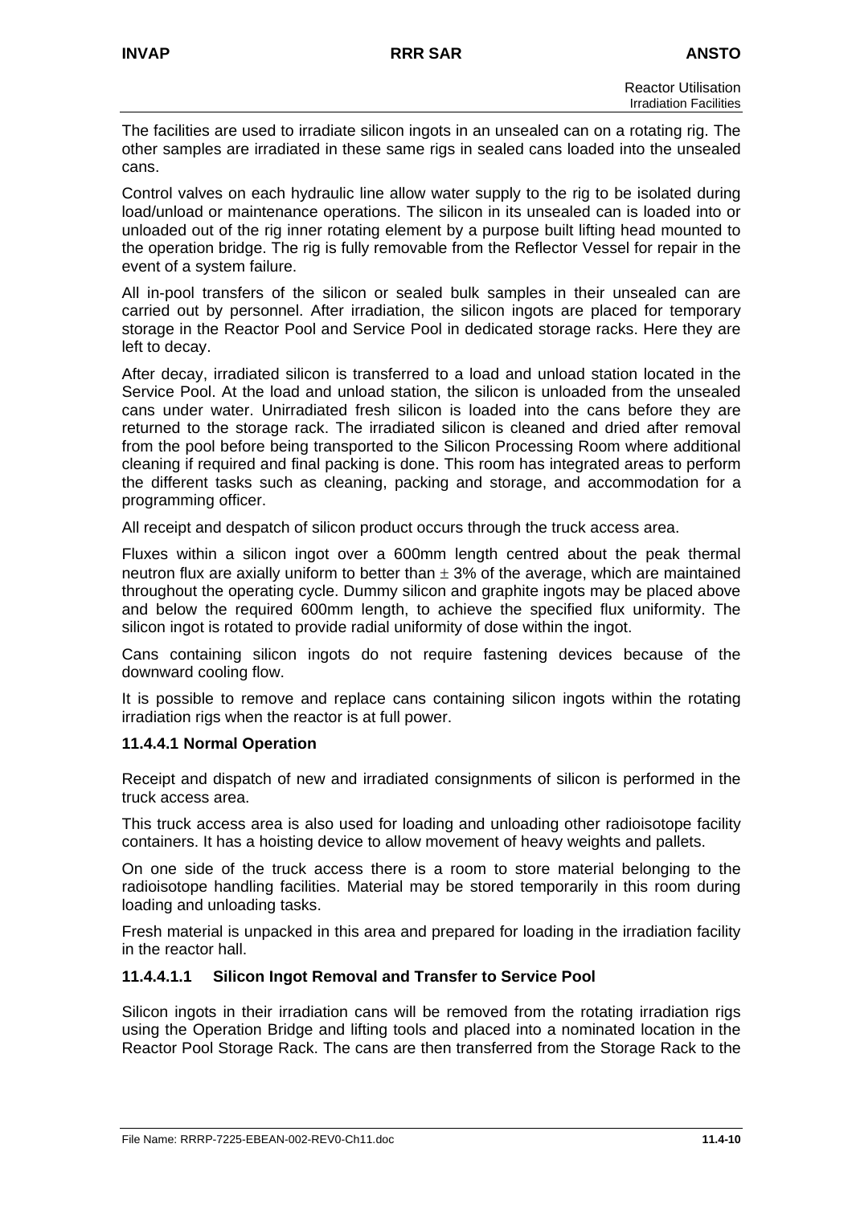The facilities are used to irradiate silicon ingots in an unsealed can on a rotating rig. The other samples are irradiated in these same rigs in sealed cans loaded into the unsealed cans.

Control valves on each hydraulic line allow water supply to the rig to be isolated during load/unload or maintenance operations. The silicon in its unsealed can is loaded into or unloaded out of the rig inner rotating element by a purpose built lifting head mounted to the operation bridge. The rig is fully removable from the Reflector Vessel for repair in the event of a system failure.

All in-pool transfers of the silicon or sealed bulk samples in their unsealed can are carried out by personnel. After irradiation, the silicon ingots are placed for temporary storage in the Reactor Pool and Service Pool in dedicated storage racks. Here they are left to decay.

After decay, irradiated silicon is transferred to a load and unload station located in the Service Pool. At the load and unload station, the silicon is unloaded from the unsealed cans under water. Unirradiated fresh silicon is loaded into the cans before they are returned to the storage rack. The irradiated silicon is cleaned and dried after removal from the pool before being transported to the Silicon Processing Room where additional cleaning if required and final packing is done. This room has integrated areas to perform the different tasks such as cleaning, packing and storage, and accommodation for a programming officer.

All receipt and despatch of silicon product occurs through the truck access area.

Fluxes within a silicon ingot over a 600mm length centred about the peak thermal neutron flux are axially uniform to better than $\pm$ 3% of the average, which are maintained throughout the operating cycle. Dummy silicon and graphite ingots may be placed above and below the required 600mm length, to achieve the specified flux uniformity. The silicon ingot is rotated to provide radial uniformity of dose within the ingot.

Cans containing silicon ingots do not require fastening devices because of the downward cooling flow.

It is possible to remove and replace cans containing silicon ingots within the rotating irradiation rigs when the reactor is at full power.

#### 11.4.4.1 Normal Operation

Receipt and dispatch of new and irradiated consignments of silicon is performed in the truck access area.

This truck access area is also used for loading and unloading other radioisotope facility containers. It has a hoisting device to allow movement of heavy weights and pallets.

On one side of the truck access there is a room to store material belonging to the radioisotope handling facilities. Material may be stored temporarily in this room during loading and unloading tasks.

Fresh material is unpacked in this area and prepared for loading in the irradiation facility in the reactor hall.

##### 11.4.4.1.1 Silicon Ingot Removal and Transfer to Service Pool

Silicon ingots in their irradiation cans will be removed from the rotating irradiation rigs using the Operation Bridge and lifting tools and placed into a nominated location in the Reactor Pool Storage Rack. The cans are then transferred from the Storage Rack to the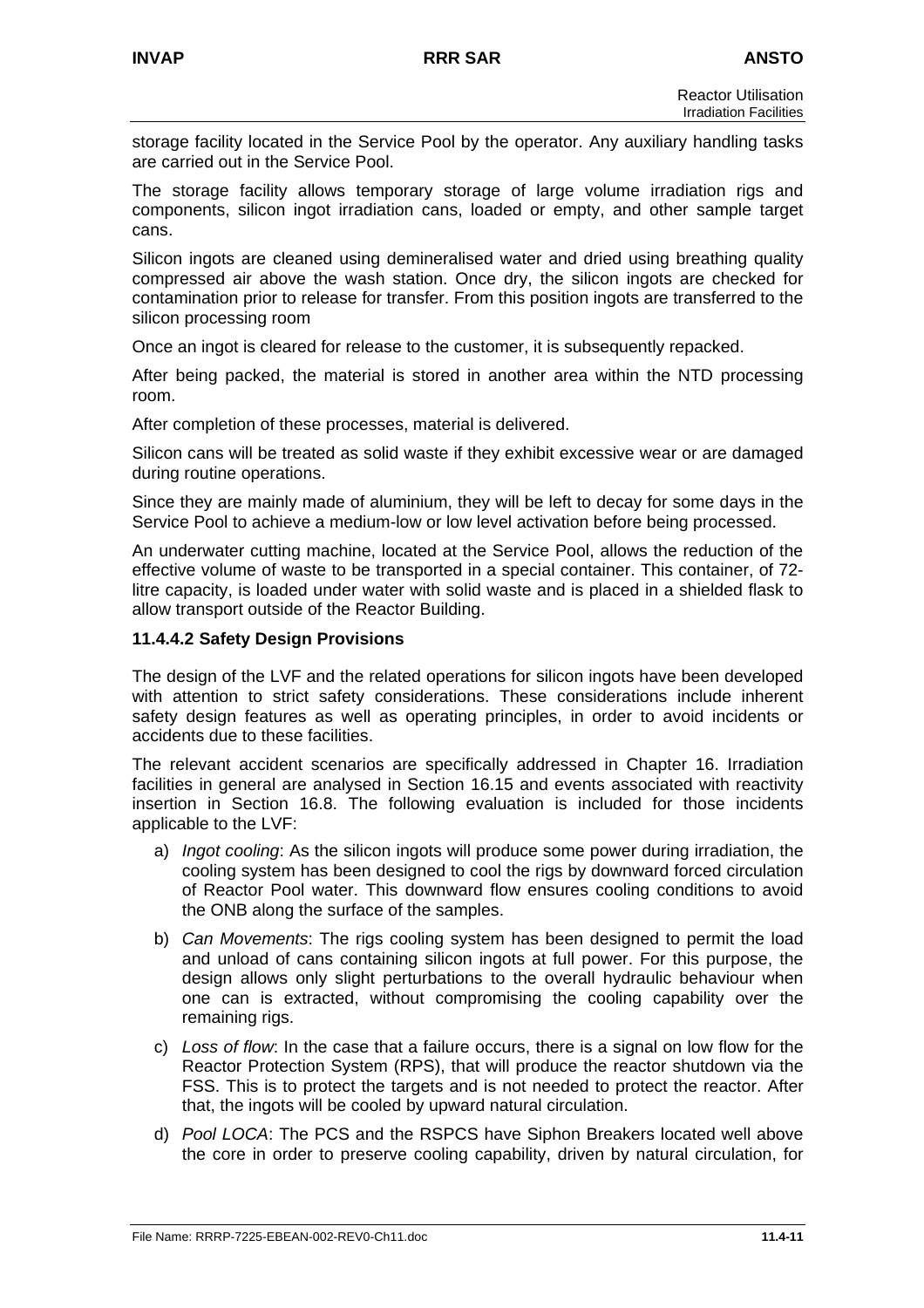storage facility located in the Service Pool by the operator. Any auxiliary handling tasks are carried out in the Service Pool.

The storage facility allows temporary storage of large volume irradiation rigs and components, silicon ingot irradiation cans, loaded or empty, and other sample target cans.

Silicon ingots are cleaned using demineralised water and dried using breathing quality compressed air above the wash station. Once dry, the silicon ingots are checked for contamination prior to release for transfer. From this position ingots are transferred to the silicon processing room

Once an ingot is cleared for release to the customer, it is subsequently repacked.

After being packed, the material is stored in another area within the NTD processing room.

After completion of these processes, material is delivered.

Silicon cans will be treated as solid waste if they exhibit excessive wear or are damaged during routine operations.

Since they are mainly made of aluminium, they will be left to decay for some days in the Service Pool to achieve a medium-low or low level activation before being processed.

An underwater cutting machine, located at the Service Pool, allows the reduction of the effective volume of waste to be transported in a special container. This container, of 72-litre capacity, is loaded under water with solid waste and is placed in a shielded flask to allow transport outside of the Reactor Building.

### 11.4.4.2 Safety Design Provisions

The design of the LVF and the related operations for silicon ingots have been developed with attention to strict safety considerations. These considerations include inherent safety design features as well as operating principles, in order to avoid incidents or accidents due to these facilities.

The relevant accident scenarios are specifically addressed in Chapter 16. Irradiation facilities in general are analysed in Section 16.15 and events associated with reactivity insertion in Section 16.8. The following evaluation is included for those incidents applicable to the LVF:

a) *Ingot cooling*: As the silicon ingots will produce some power during irradiation, the cooling system has been designed to cool the rigs by downward forced circulation of Reactor Pool water. This downward flow ensures cooling conditions to avoid the ONB along the surface of the samples.

b) *Can Movements*: The rigs cooling system has been designed to permit the load and unload of cans containing silicon ingots at full power. For this purpose, the design allows only slight perturbations to the overall hydraulic behaviour when one can is extracted, without compromising the cooling capability over the remaining rigs.

c) *Loss of flow*: In the case that a failure occurs, there is a signal on low flow for the Reactor Protection System (RPS), that will produce the reactor shutdown via the FSS. This is to protect the targets and is not needed to protect the reactor. After that, the ingots will be cooled by upward natural circulation.

d) *Pool LOCA*: The PCS and the RSPCS have Siphon Breakers located well above the core in order to preserve cooling capability, driven by natural circulation, for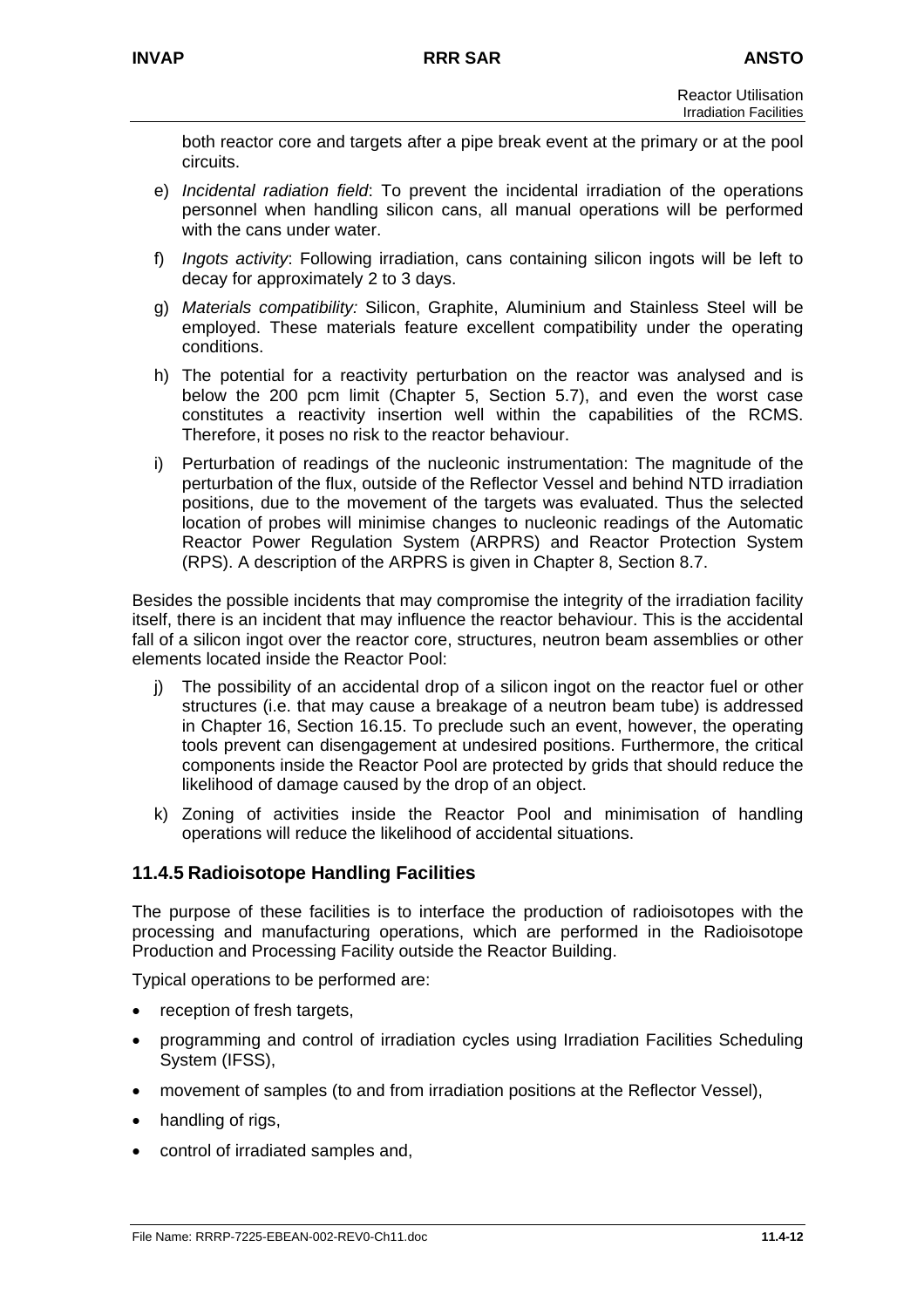both reactor core and targets after a pipe break event at the primary or at the pool circuits.

e) *Incidental radiation field*: To prevent the incidental irradiation of the operations personnel when handling silicon cans, all manual operations will be performed with the cans under water.

f) *Ingots activity*: Following irradiation, cans containing silicon ingots will be left to decay for approximately 2 to 3 days.

g) *Materials compatibility:* Silicon, Graphite, Aluminium and Stainless Steel will be employed. These materials feature excellent compatibility under the operating conditions.

h) The potential for a reactivity perturbation on the reactor was analysed and is below the 200 pcm limit (Chapter 5, Section 5.7), and even the worst case constitutes a reactivity insertion well within the capabilities of the RCMS. Therefore, it poses no risk to the reactor behaviour.

i) Perturbation of readings of the nucleonic instrumentation: The magnitude of the perturbation of the flux, outside of the Reflector Vessel and behind NTD irradiation positions, due to the movement of the targets was evaluated. Thus the selected location of probes will minimise changes to nucleonic readings of the Automatic Reactor Power Regulation System (ARPRS) and Reactor Protection System (RPS). A description of the ARPRS is given in Chapter 8, Section 8.7.

Besides the possible incidents that may compromise the integrity of the irradiation facility itself, there is an incident that may influence the reactor behaviour. This is the accidental fall of a silicon ingot over the reactor core, structures, neutron beam assemblies or other elements located inside the Reactor Pool:

j) The possibility of an accidental drop of a silicon ingot on the reactor fuel or other structures (i.e. that may cause a breakage of a neutron beam tube) is addressed in Chapter 16, Section 16.15. To preclude such an event, however, the operating tools prevent can disengagement at undesired positions. Furthermore, the critical components inside the Reactor Pool are protected by grids that should reduce the likelihood of damage caused by the drop of an object.

k) Zoning of activities inside the Reactor Pool and minimisation of handling operations will reduce the likelihood of accidental situations.

### 11.4.5 Radioisotope Handling Facilities

The purpose of these facilities is to interface the production of radioisotopes with the processing and manufacturing operations, which are performed in the Radioisotope Production and Processing Facility outside the Reactor Building.

Typical operations to be performed are:

- reception of fresh targets,
- programming and control of irradiation cycles using Irradiation Facilities Scheduling System (IFSS),
- movement of samples (to and from irradiation positions at the Reflector Vessel),
- handling of rigs,
- control of irradiated samples and,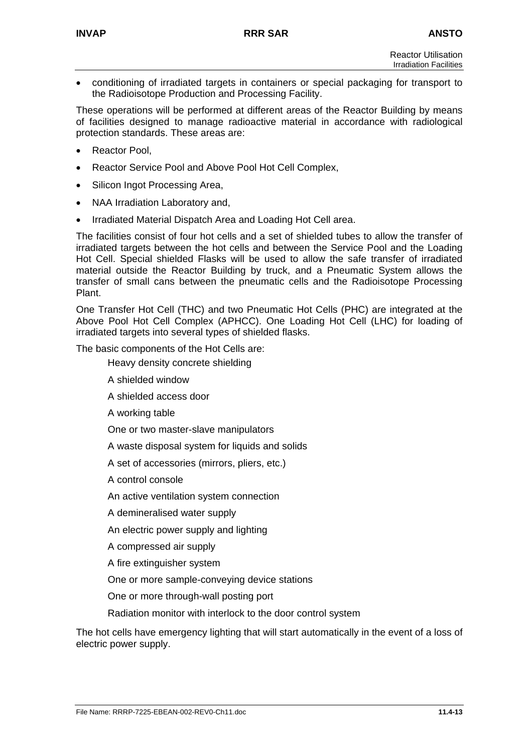- conditioning of irradiated targets in containers or special packaging for transport to the Radioisotope Production and Processing Facility.

These operations will be performed at different areas of the Reactor Building by means of facilities designed to manage radioactive material in accordance with radiological protection standards. These areas are:

- Reactor Pool,
- Reactor Service Pool and Above Pool Hot Cell Complex,
- Silicon Ingot Processing Area,
- NAA Irradiation Laboratory and,
- Irradiated Material Dispatch Area and Loading Hot Cell area.

The facilities consist of four hot cells and a set of shielded tubes to allow the transfer of irradiated targets between the hot cells and between the Service Pool and the Loading Hot Cell. Special shielded Flasks will be used to allow the safe transfer of irradiated material outside the Reactor Building by truck, and a Pneumatic System allows the transfer of small cans between the pneumatic cells and the Radioisotope Processing Plant.

One Transfer Hot Cell (THC) and two Pneumatic Hot Cells (PHC) are integrated at the Above Pool Hot Cell Complex (APHCC). One Loading Hot Cell (LHC) for loading of irradiated targets into several types of shielded flasks.

The basic components of the Hot Cells are:

Heavy density concrete shielding

A shielded window

A shielded access door

A working table

One or two master-slave manipulators

A waste disposal system for liquids and solids

A set of accessories (mirrors, pliers, etc.)

A control console

An active ventilation system connection

A demineralised water supply

An electric power supply and lighting

A compressed air supply

A fire extinguisher system

One or more sample-conveying device stations

One or more through-wall posting port

Radiation monitor with interlock to the door control system

The hot cells have emergency lighting that will start automatically in the event of a loss of electric power supply.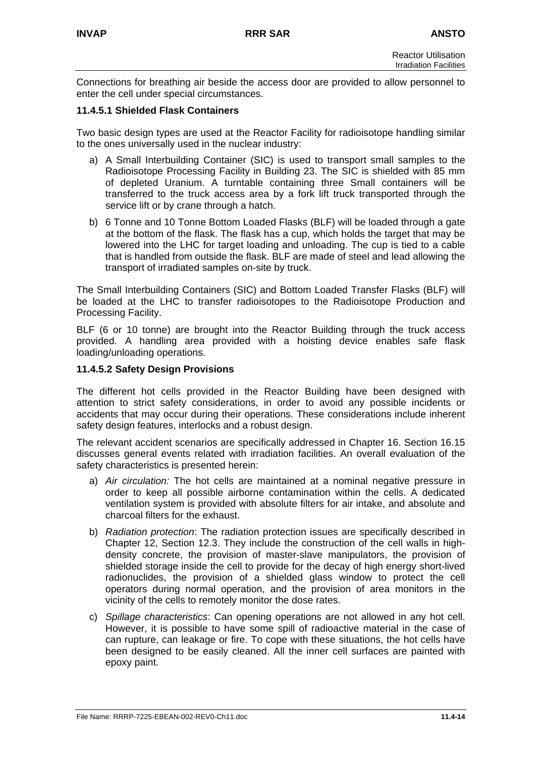Connections for breathing air beside the access door are provided to allow personnel to enter the cell under special circumstances.

### 11.4.5.1 Shielded Flask Containers

Two basic design types are used at the Reactor Facility for radioisotope handling similar to the ones universally used in the nuclear industry:

a) A Small Interbuilding Container (SIC) is used to transport small samples to the Radioisotope Processing Facility in Building 23. The SIC is shielded with 85 mm of depleted Uranium. A turntable containing three Small containers will be transferred to the truck access area by a fork lift truck transported through the service lift or by crane through a hatch.

b) 6 Tonne and 10 Tonne Bottom Loaded Flasks (BLF) will be loaded through a gate at the bottom of the flask. The flask has a cup, which holds the target that may be lowered into the LHC for target loading and unloading. The cup is tied to a cable that is handled from outside the flask. BLF are made of steel and lead allowing the transport of irradiated samples on-site by truck.

The Small Interbuilding Containers (SIC) and Bottom Loaded Transfer Flasks (BLF) will be loaded at the LHC to transfer radioisotopes to the Radioisotope Production and Processing Facility.

BLF (6 or 10 tonne) are brought into the Reactor Building through the truck access provided. A handling area provided with a hoisting device enables safe flask loading/unloading operations.

### 11.4.5.2 Safety Design Provisions

The different hot cells provided in the Reactor Building have been designed with attention to strict safety considerations, in order to avoid any possible incidents or accidents that may occur during their operations. These considerations include inherent safety design features, interlocks and a robust design.

The relevant accident scenarios are specifically addressed in Chapter 16. Section 16.15 discusses general events related with irradiation facilities. An overall evaluation of the safety characteristics is presented herein:

a) *Air circulation:* The hot cells are maintained at a nominal negative pressure in order to keep all possible airborne contamination within the cells. A dedicated ventilation system is provided with absolute filters for air intake, and absolute and charcoal filters for the exhaust.

b) *Radiation protection*: The radiation protection issues are specifically described in Chapter 12, Section 12.3. They include the construction of the cell walls in high-density concrete, the provision of master-slave manipulators, the provision of shielded storage inside the cell to provide for the decay of high energy short-lived radionuclides, the provision of a shielded glass window to protect the cell operators during normal operation, and the provision of area monitors in the vicinity of the cells to remotely monitor the dose rates.

c) *Spillage characteristics*: Can opening operations are not allowed in any hot cell. However, it is possible to have some spill of radioactive material in the case of can rupture, can leakage or fire. To cope with these situations, the hot cells have been designed to be easily cleaned. All the inner cell surfaces are painted with epoxy paint.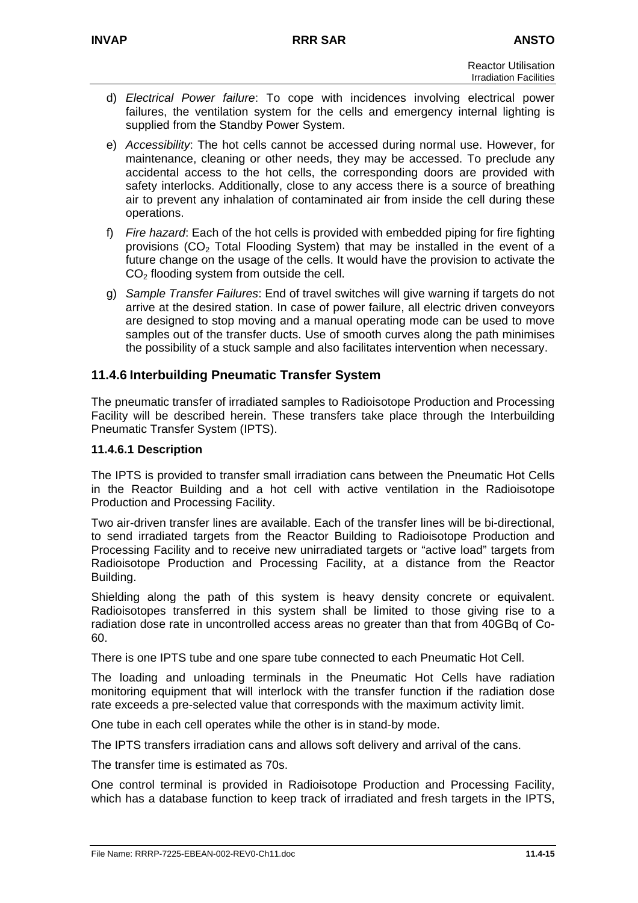d) *Electrical Power failure*: To cope with incidences involving electrical power failures, the ventilation system for the cells and emergency internal lighting is supplied from the Standby Power System.

e) *Accessibility*: The hot cells cannot be accessed during normal use. However, for maintenance, cleaning or other needs, they may be accessed. To preclude any accidental access to the hot cells, the corresponding doors are provided with safety interlocks. Additionally, close to any access there is a source of breathing air to prevent any inhalation of contaminated air from inside the cell during these operations.

f) *Fire hazard*: Each of the hot cells is provided with embedded piping for fire fighting provisions ($CO_2$ Total Flooding System) that may be installed in the event of a future change on the usage of the cells. It would have the provision to activate the $CO_2$ flooding system from outside the cell.

g) *Sample Transfer Failures*: End of travel switches will give warning if targets do not arrive at the desired station. In case of power failure, all electric driven conveyors are designed to stop moving and a manual operating mode can be used to move samples out of the transfer ducts. Use of smooth curves along the path minimises the possibility of a stuck sample and also facilitates intervention when necessary.

## 11.4.6 Interbuilding Pneumatic Transfer System

The pneumatic transfer of irradiated samples to Radioisotope Production and Processing Facility will be described herein. These transfers take place through the Interbuilding Pneumatic Transfer System (IPTS).

### 11.4.6.1 Description

The IPTS is provided to transfer small irradiation cans between the Pneumatic Hot Cells in the Reactor Building and a hot cell with active ventilation in the Radioisotope Production and Processing Facility.

Two air-driven transfer lines are available. Each of the transfer lines will be bi-directional, to send irradiated targets from the Reactor Building to Radioisotope Production and Processing Facility and to receive new unirradiated targets or "active load" targets from Radioisotope Production and Processing Facility, at a distance from the Reactor Building.

Shielding along the path of this system is heavy density concrete or equivalent. Radioisotopes transferred in this system shall be limited to those giving rise to a radiation dose rate in uncontrolled access areas no greater than that from 40GBq of Co-60.

There is one IPTS tube and one spare tube connected to each Pneumatic Hot Cell.

The loading and unloading terminals in the Pneumatic Hot Cells have radiation monitoring equipment that will interlock with the transfer function if the radiation dose rate exceeds a pre-selected value that corresponds with the maximum activity limit.

One tube in each cell operates while the other is in stand-by mode.

The IPTS transfers irradiation cans and allows soft delivery and arrival of the cans.

The transfer time is estimated as 70s.

One control terminal is provided in Radioisotope Production and Processing Facility, which has a database function to keep track of irradiated and fresh targets in the IPTS,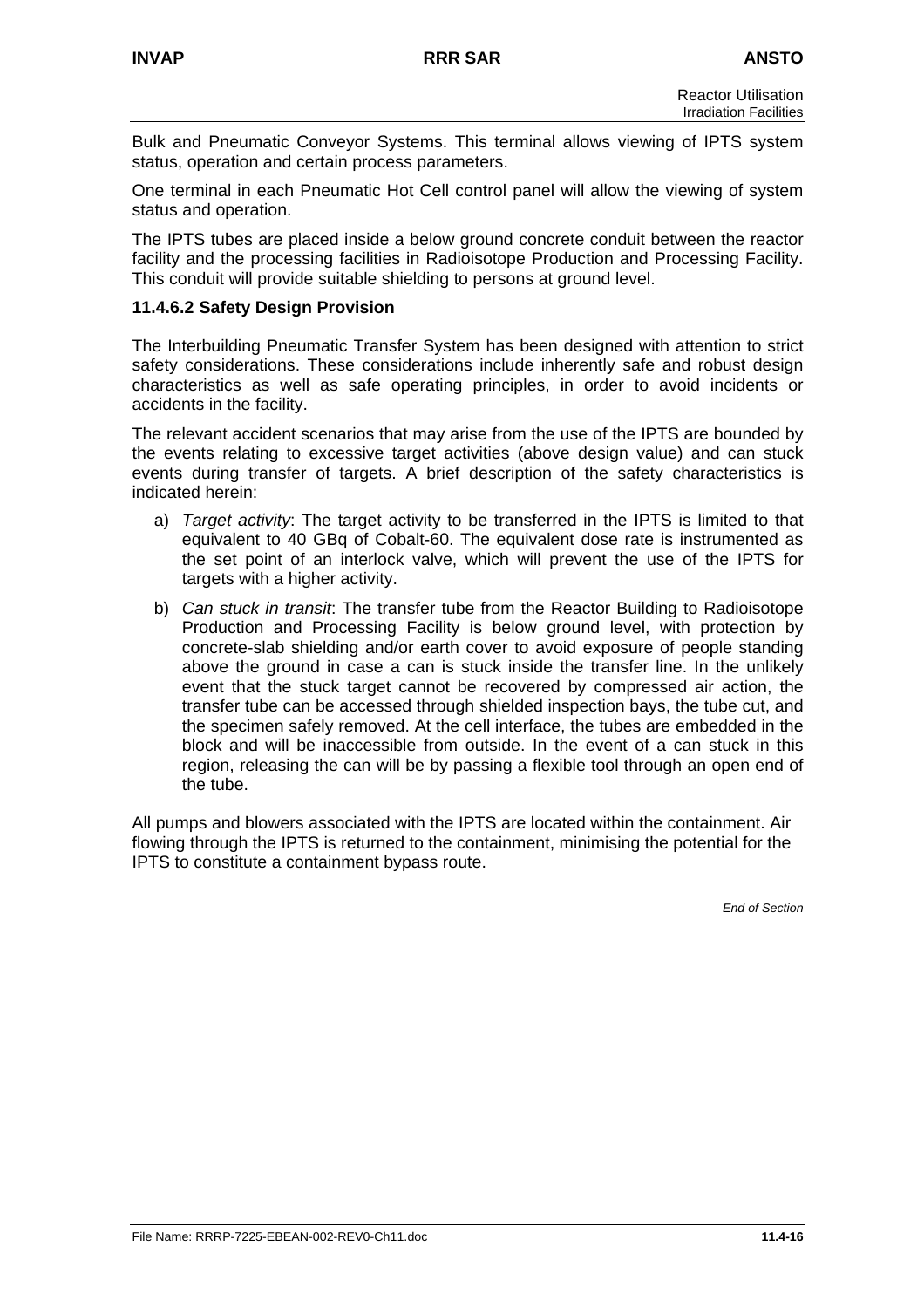Bulk and Pneumatic Conveyor Systems. This terminal allows viewing of IPTS system status, operation and certain process parameters.

One terminal in each Pneumatic Hot Cell control panel will allow the viewing of system status and operation.

The IPTS tubes are placed inside a below ground concrete conduit between the reactor facility and the processing facilities in Radioisotope Production and Processing Facility. This conduit will provide suitable shielding to persons at ground level.

### 11.4.6.2 Safety Design Provision

The Interbuilding Pneumatic Transfer System has been designed with attention to strict safety considerations. These considerations include inherently safe and robust design characteristics as well as safe operating principles, in order to avoid incidents or accidents in the facility.

The relevant accident scenarios that may arise from the use of the IPTS are bounded by the events relating to excessive target activities (above design value) and can stuck events during transfer of targets. A brief description of the safety characteristics is indicated herein:

a) *Target activity*: The target activity to be transferred in the IPTS is limited to that equivalent to 40 GBq of Cobalt-60. The equivalent dose rate is instrumented as the set point of an interlock valve, which will prevent the use of the IPTS for targets with a higher activity.

b) *Can stuck in transit*: The transfer tube from the Reactor Building to Radioisotope Production and Processing Facility is below ground level, with protection by concrete-slab shielding and/or earth cover to avoid exposure of people standing above the ground in case a can is stuck inside the transfer line. In the unlikely event that the stuck target cannot be recovered by compressed air action, the transfer tube can be accessed through shielded inspection bays, the tube cut, and the specimen safely removed. At the cell interface, the tubes are embedded in the block and will be inaccessible from outside. In the event of a can stuck in this region, releasing the can will be by passing a flexible tool through an open end of the tube.

All pumps and blowers associated with the IPTS are located within the containment. Air flowing through the IPTS is returned to the containment, minimising the potential for the IPTS to constitute a containment bypass route.

*End of Section*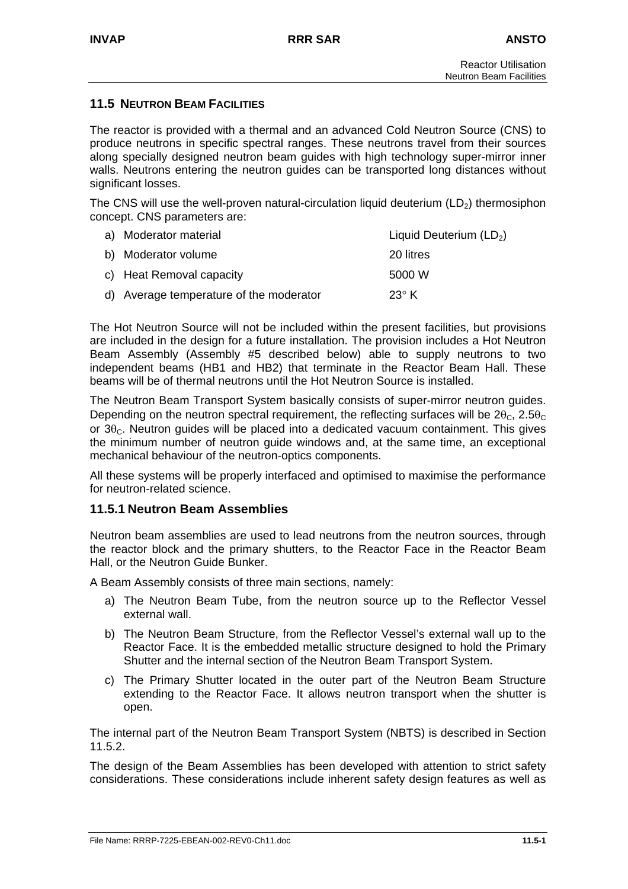## 11.5 NEUTRON BEAM FACILITIES

The reactor is provided with a thermal and an advanced Cold Neutron Source (CNS) to produce neutrons in specific spectral ranges. These neutrons travel from their sources along specially designed neutron beam guides with high technology super-mirror inner walls. Neutrons entering the neutron guides can be transported long distances without significant losses.

The CNS will use the well-proven natural-circulation liquid deuterium ($LD_2$) thermosiphon concept. CNS parameters are:

| | |
|---|---|
| a) Moderator material | Liquid Deuterium ($LD_2$) |
| b) Moderator volume | 20 litres |
| c) Heat Removal capacity | 5000 W |
| d) Average temperature of the moderator | 23° K |

The Hot Neutron Source will not be included within the present facilities, but provisions are included in the design for a future installation. The provision includes a Hot Neutron Beam Assembly (Assembly #5 described below) able to supply neutrons to two independent beams (HB1 and HB2) that terminate in the Reactor Beam Hall. These beams will be of thermal neutrons until the Hot Neutron Source is installed.

The Neutron Beam Transport System basically consists of super-mirror neutron guides. Depending on the neutron spectral requirement, the reflecting surfaces will be $2\theta_C$, $2.5\theta_C$ or $3\theta_C$. Neutron guides will be placed into a dedicated vacuum containment. This gives the minimum number of neutron guide windows and, at the same time, an exceptional mechanical behaviour of the neutron-optics components.

All these systems will be properly interfaced and optimised to maximise the performance for neutron-related science.

### 11.5.1 Neutron Beam Assemblies

Neutron beam assemblies are used to lead neutrons from the neutron sources, through the reactor block and the primary shutters, to the Reactor Face in the Reactor Beam Hall, or the Neutron Guide Bunker.

A Beam Assembly consists of three main sections, namely:

a) The Neutron Beam Tube, from the neutron source up to the Reflector Vessel external wall.

b) The Neutron Beam Structure, from the Reflector Vessel's external wall up to the Reactor Face. It is the embedded metallic structure designed to hold the Primary Shutter and the internal section of the Neutron Beam Transport System.

c) The Primary Shutter located in the outer part of the Neutron Beam Structure extending to the Reactor Face. It allows neutron transport when the shutter is open.

The internal part of the Neutron Beam Transport System (NBTS) is described in Section 11.5.2.

The design of the Beam Assemblies has been developed with attention to strict safety considerations. These considerations include inherent safety design features as well as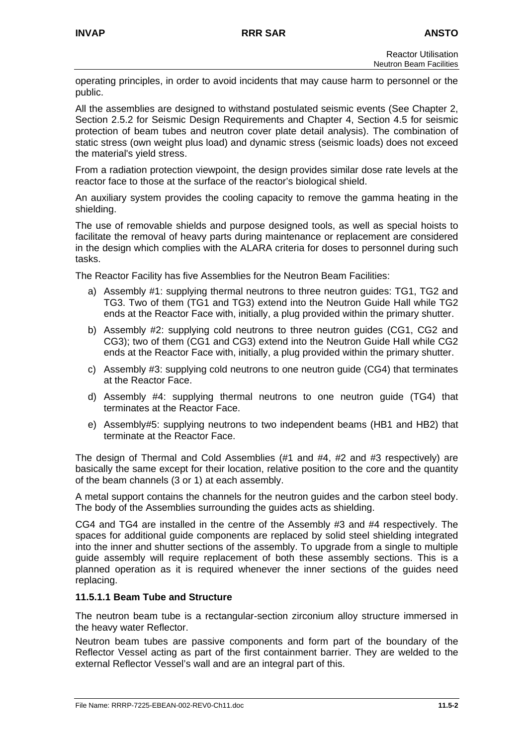operating principles, in order to avoid incidents that may cause harm to personnel or the public.

All the assemblies are designed to withstand postulated seismic events (See Chapter 2, Section 2.5.2 for Seismic Design Requirements and Chapter 4, Section 4.5 for seismic protection of beam tubes and neutron cover plate detail analysis). The combination of static stress (own weight plus load) and dynamic stress (seismic loads) does not exceed the material's yield stress.

From a radiation protection viewpoint, the design provides similar dose rate levels at the reactor face to those at the surface of the reactor's biological shield.

An auxiliary system provides the cooling capacity to remove the gamma heating in the shielding.

The use of removable shields and purpose designed tools, as well as special hoists to facilitate the removal of heavy parts during maintenance or replacement are considered in the design which complies with the ALARA criteria for doses to personnel during such tasks.

The Reactor Facility has five Assemblies for the Neutron Beam Facilities:

a) Assembly #1: supplying thermal neutrons to three neutron guides: TG1, TG2 and TG3. Two of them (TG1 and TG3) extend into the Neutron Guide Hall while TG2 ends at the Reactor Face with, initially, a plug provided within the primary shutter.

b) Assembly #2: supplying cold neutrons to three neutron guides (CG1, CG2 and CG3); two of them (CG1 and CG3) extend into the Neutron Guide Hall while CG2 ends at the Reactor Face with, initially, a plug provided within the primary shutter.

c) Assembly #3: supplying cold neutrons to one neutron guide (CG4) that terminates at the Reactor Face.

d) Assembly #4: supplying thermal neutrons to one neutron guide (TG4) that terminates at the Reactor Face.

e) Assembly#5: supplying neutrons to two independent beams (HB1 and HB2) that terminate at the Reactor Face.

The design of Thermal and Cold Assemblies (#1 and #4, #2 and #3 respectively) are basically the same except for their location, relative position to the core and the quantity of the beam channels (3 or 1) at each assembly.

A metal support contains the channels for the neutron guides and the carbon steel body. The body of the Assemblies surrounding the guides acts as shielding.

CG4 and TG4 are installed in the centre of the Assembly #3 and #4 respectively. The spaces for additional guide components are replaced by solid steel shielding integrated into the inner and shutter sections of the assembly. To upgrade from a single to multiple guide assembly will require replacement of both these assembly sections. This is a planned operation as it is required whenever the inner sections of the guides need replacing.

### 11.5.1.1 Beam Tube and Structure

The neutron beam tube is a rectangular-section zirconium alloy structure immersed in the heavy water Reflector.

Neutron beam tubes are passive components and form part of the boundary of the Reflector Vessel acting as part of the first containment barrier. They are welded to the external Reflector Vessel's wall and are an integral part of this.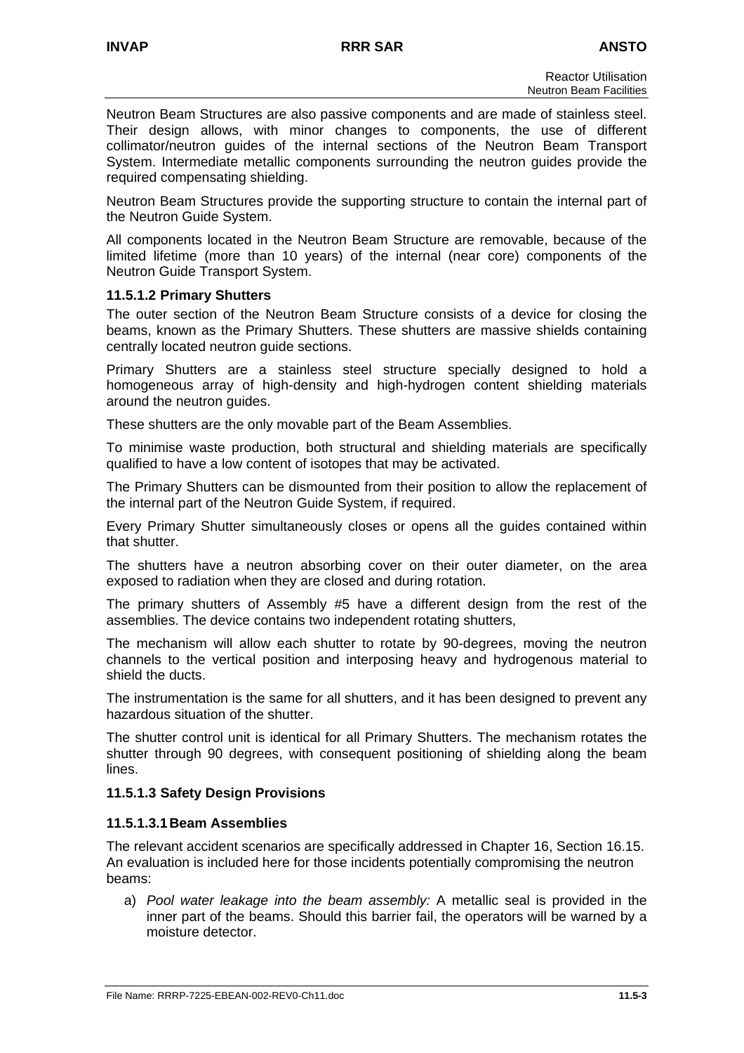Neutron Beam Structures are also passive components and are made of stainless steel. Their design allows, with minor changes to components, the use of different collimator/neutron guides of the internal sections of the Neutron Beam Transport System. Intermediate metallic components surrounding the neutron guides provide the required compensating shielding.

Neutron Beam Structures provide the supporting structure to contain the internal part of the Neutron Guide System.

All components located in the Neutron Beam Structure are removable, because of the limited lifetime (more than 10 years) of the internal (near core) components of the Neutron Guide Transport System.

### 11.5.1.2 Primary Shutters

The outer section of the Neutron Beam Structure consists of a device for closing the beams, known as the Primary Shutters. These shutters are massive shields containing centrally located neutron guide sections.

Primary Shutters are a stainless steel structure specially designed to hold a homogeneous array of high-density and high-hydrogen content shielding materials around the neutron guides.

These shutters are the only movable part of the Beam Assemblies.

To minimise waste production, both structural and shielding materials are specifically qualified to have a low content of isotopes that may be activated.

The Primary Shutters can be dismounted from their position to allow the replacement of the internal part of the Neutron Guide System, if required.

Every Primary Shutter simultaneously closes or opens all the guides contained within that shutter.

The shutters have a neutron absorbing cover on their outer diameter, on the area exposed to radiation when they are closed and during rotation.

The primary shutters of Assembly #5 have a different design from the rest of the assemblies. The device contains two independent rotating shutters,

The mechanism will allow each shutter to rotate by 90-degrees, moving the neutron channels to the vertical position and interposing heavy and hydrogenous material to shield the ducts.

The instrumentation is the same for all shutters, and it has been designed to prevent any hazardous situation of the shutter.

The shutter control unit is identical for all Primary Shutters. The mechanism rotates the shutter through 90 degrees, with consequent positioning of shielding along the beam lines.

### 11.5.1.3 Safety Design Provisions

#### 11.5.1.3.1 Beam Assemblies

The relevant accident scenarios are specifically addressed in Chapter 16, Section 16.15. An evaluation is included here for those incidents potentially compromising the neutron beams:

a) *Pool water leakage into the beam assembly:* A metallic seal is provided in the inner part of the beams. Should this barrier fail, the operators will be warned by a moisture detector.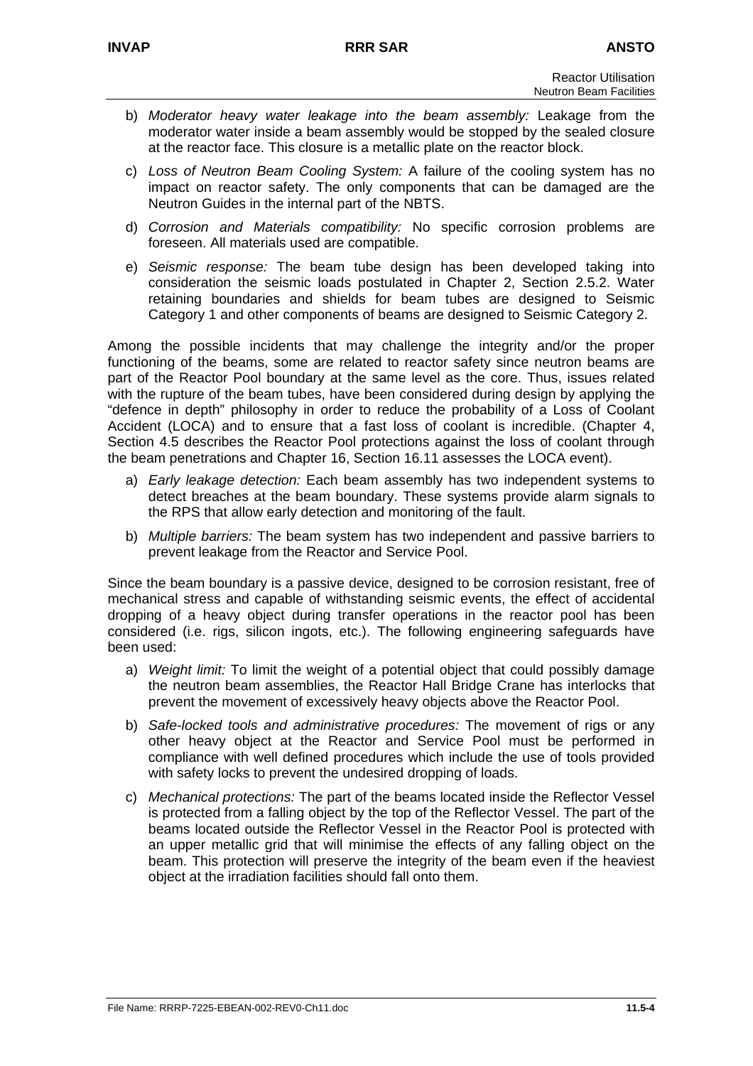b) *Moderator heavy water leakage into the beam assembly:* Leakage from the moderator water inside a beam assembly would be stopped by the sealed closure at the reactor face. This closure is a metallic plate on the reactor block.

c) *Loss of Neutron Beam Cooling System:* A failure of the cooling system has no impact on reactor safety. The only components that can be damaged are the Neutron Guides in the internal part of the NBTS.

d) *Corrosion and Materials compatibility:* No specific corrosion problems are foreseen. All materials used are compatible.

e) *Seismic response:* The beam tube design has been developed taking into consideration the seismic loads postulated in Chapter 2, Section 2.5.2. Water retaining boundaries and shields for beam tubes are designed to Seismic Category 1 and other components of beams are designed to Seismic Category 2.

Among the possible incidents that may challenge the integrity and/or the proper functioning of the beams, some are related to reactor safety since neutron beams are part of the Reactor Pool boundary at the same level as the core. Thus, issues related with the rupture of the beam tubes, have been considered during design by applying the "defence in depth" philosophy in order to reduce the probability of a Loss of Coolant Accident (LOCA) and to ensure that a fast loss of coolant is incredible. (Chapter 4, Section 4.5 describes the Reactor Pool protections against the loss of coolant through the beam penetrations and Chapter 16, Section 16.11 assesses the LOCA event).

a) *Early leakage detection:* Each beam assembly has two independent systems to detect breaches at the beam boundary. These systems provide alarm signals to the RPS that allow early detection and monitoring of the fault.

b) *Multiple barriers:* The beam system has two independent and passive barriers to prevent leakage from the Reactor and Service Pool.

Since the beam boundary is a passive device, designed to be corrosion resistant, free of mechanical stress and capable of withstanding seismic events, the effect of accidental dropping of a heavy object during transfer operations in the reactor pool has been considered (i.e. rigs, silicon ingots, etc.). The following engineering safeguards have been used:

a) *Weight limit:* To limit the weight of a potential object that could possibly damage the neutron beam assemblies, the Reactor Hall Bridge Crane has interlocks that prevent the movement of excessively heavy objects above the Reactor Pool.

b) *Safe-locked tools and administrative procedures:* The movement of rigs or any other heavy object at the Reactor and Service Pool must be performed in compliance with well defined procedures which include the use of tools provided with safety locks to prevent the undesired dropping of loads.

c) *Mechanical protections:* The part of the beams located inside the Reflector Vessel is protected from a falling object by the top of the Reflector Vessel. The part of the beams located outside the Reflector Vessel in the Reactor Pool is protected with an upper metallic grid that will minimise the effects of any falling object on the beam. This protection will preserve the integrity of the beam even if the heaviest object at the irradiation facilities should fall onto them.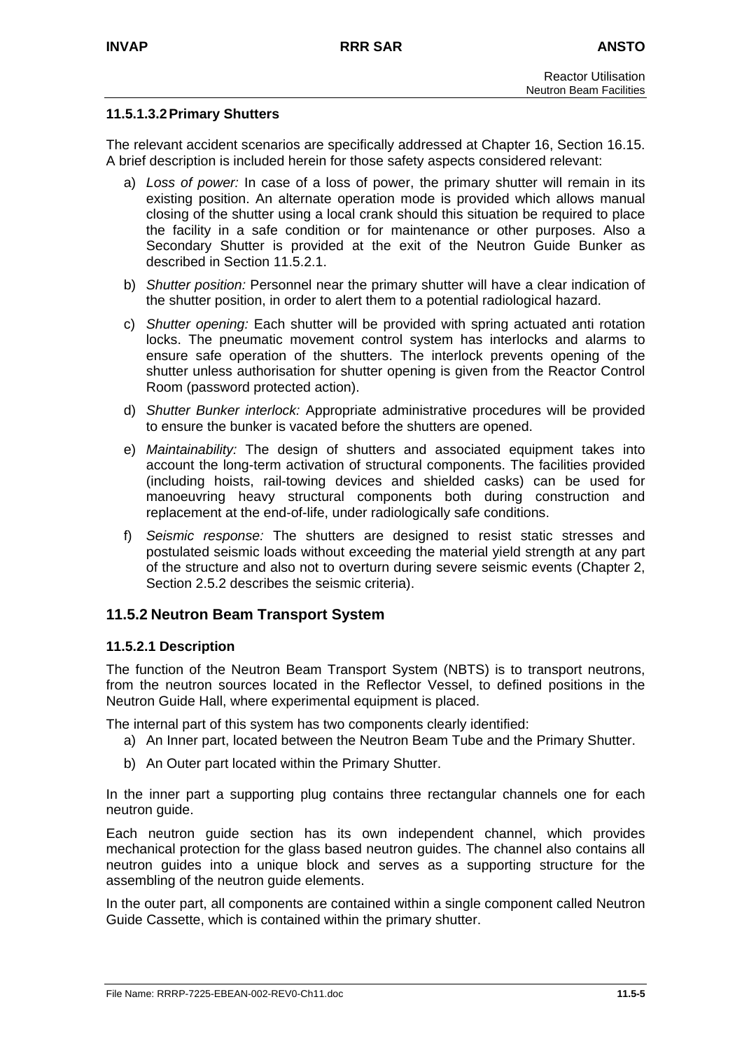#### 11.5.1.3.2 Primary Shutters

The relevant accident scenarios are specifically addressed at Chapter 16, Section 16.15. A brief description is included herein for those safety aspects considered relevant:

a) *Loss of power:* In case of a loss of power, the primary shutter will remain in its existing position. An alternate operation mode is provided which allows manual closing of the shutter using a local crank should this situation be required to place the facility in a safe condition or for maintenance or other purposes. Also a Secondary Shutter is provided at the exit of the Neutron Guide Bunker as described in Section 11.5.2.1.

b) *Shutter position:* Personnel near the primary shutter will have a clear indication of the shutter position, in order to alert them to a potential radiological hazard.

c) *Shutter opening:* Each shutter will be provided with spring actuated anti rotation locks. The pneumatic movement control system has interlocks and alarms to ensure safe operation of the shutters. The interlock prevents opening of the shutter unless authorisation for shutter opening is given from the Reactor Control Room (password protected action).

d) *Shutter Bunker interlock:* Appropriate administrative procedures will be provided to ensure the bunker is vacated before the shutters are opened.

e) *Maintainability:* The design of shutters and associated equipment takes into account the long-term activation of structural components. The facilities provided (including hoists, rail-towing devices and shielded casks) can be used for manoeuvring heavy structural components both during construction and replacement at the end-of-life, under radiologically safe conditions.

f) *Seismic response:* The shutters are designed to resist static stresses and postulated seismic loads without exceeding the material yield strength at any part of the structure and also not to overturn during severe seismic events (Chapter 2, Section 2.5.2 describes the seismic criteria).

## 11.5.2 Neutron Beam Transport System

### 11.5.2.1 Description

The function of the Neutron Beam Transport System (NBTS) is to transport neutrons, from the neutron sources located in the Reflector Vessel, to defined positions in the Neutron Guide Hall, where experimental equipment is placed.

The internal part of this system has two components clearly identified:

a) An Inner part, located between the Neutron Beam Tube and the Primary Shutter.

b) An Outer part located within the Primary Shutter.

In the inner part a supporting plug contains three rectangular channels one for each neutron guide.

Each neutron guide section has its own independent channel, which provides mechanical protection for the glass based neutron guides. The channel also contains all neutron guides into a unique block and serves as a supporting structure for the assembling of the neutron guide elements.

In the outer part, all components are contained within a single component called Neutron Guide Cassette, which is contained within the primary shutter.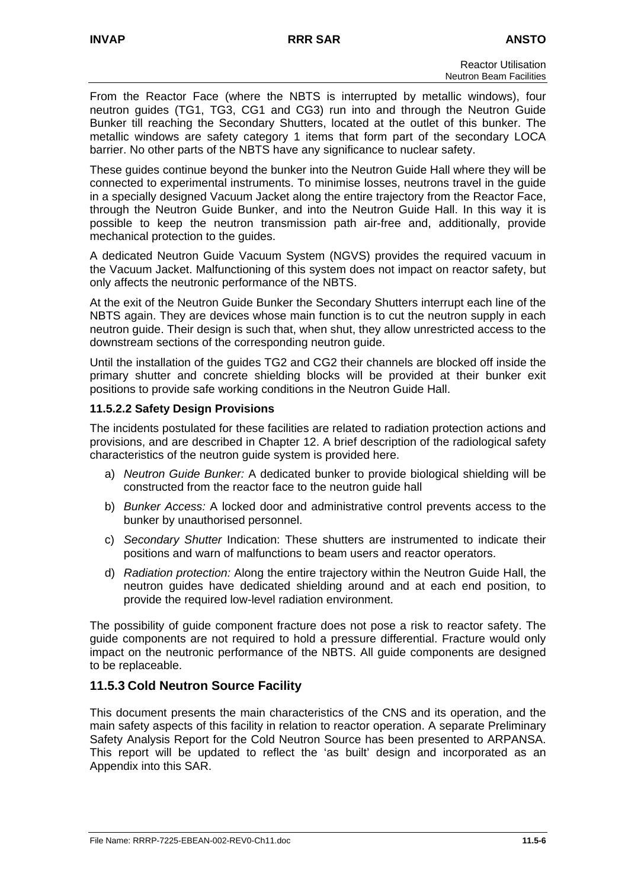From the Reactor Face (where the NBTS is interrupted by metallic windows), four neutron guides (TG1, TG3, CG1 and CG3) run into and through the Neutron Guide Bunker till reaching the Secondary Shutters, located at the outlet of this bunker. The metallic windows are safety category 1 items that form part of the secondary LOCA barrier. No other parts of the NBTS have any significance to nuclear safety.

These guides continue beyond the bunker into the Neutron Guide Hall where they will be connected to experimental instruments. To minimise losses, neutrons travel in the guide in a specially designed Vacuum Jacket along the entire trajectory from the Reactor Face, through the Neutron Guide Bunker, and into the Neutron Guide Hall. In this way it is possible to keep the neutron transmission path air-free and, additionally, provide mechanical protection to the guides.

A dedicated Neutron Guide Vacuum System (NGVS) provides the required vacuum in the Vacuum Jacket. Malfunctioning of this system does not impact on reactor safety, but only affects the neutronic performance of the NBTS.

At the exit of the Neutron Guide Bunker the Secondary Shutters interrupt each line of the NBTS again. They are devices whose main function is to cut the neutron supply in each neutron guide. Their design is such that, when shut, they allow unrestricted access to the downstream sections of the corresponding neutron guide.

Until the installation of the guides TG2 and CG2 their channels are blocked off inside the primary shutter and concrete shielding blocks will be provided at their bunker exit positions to provide safe working conditions in the Neutron Guide Hall.

### 11.5.2.2 Safety Design Provisions

The incidents postulated for these facilities are related to radiation protection actions and provisions, and are described in Chapter 12. A brief description of the radiological safety characteristics of the neutron guide system is provided here.

a) *Neutron Guide Bunker:* A dedicated bunker to provide biological shielding will be constructed from the reactor face to the neutron guide hall

b) *Bunker Access:* A locked door and administrative control prevents access to the bunker by unauthorised personnel.

c) *Secondary Shutter* Indication: These shutters are instrumented to indicate their positions and warn of malfunctions to beam users and reactor operators.

d) *Radiation protection:* Along the entire trajectory within the Neutron Guide Hall, the neutron guides have dedicated shielding around and at each end position, to provide the required low-level radiation environment.

The possibility of guide component fracture does not pose a risk to reactor safety. The guide components are not required to hold a pressure differential. Fracture would only impact on the neutronic performance of the NBTS. All guide components are designed to be replaceable.

## 11.5.3 Cold Neutron Source Facility

This document presents the main characteristics of the CNS and its operation, and the main safety aspects of this facility in relation to reactor operation. A separate Preliminary Safety Analysis Report for the Cold Neutron Source has been presented to ARPANSA. This report will be updated to reflect the 'as built' design and incorporated as an Appendix into this SAR.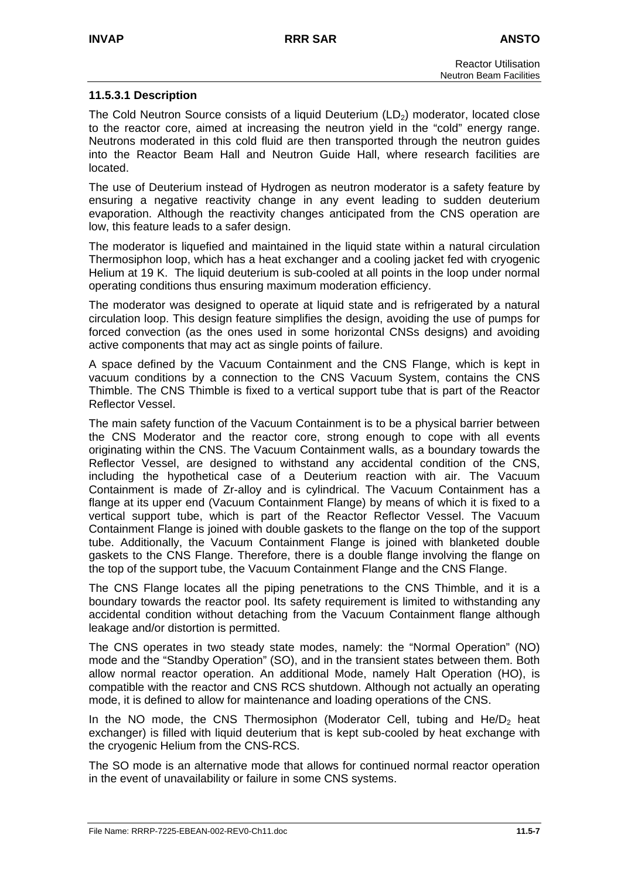### 11.5.3.1 Description

The Cold Neutron Source consists of a liquid Deuterium ($LD_2$) moderator, located close to the reactor core, aimed at increasing the neutron yield in the "cold" energy range. Neutrons moderated in this cold fluid are then transported through the neutron guides into the Reactor Beam Hall and Neutron Guide Hall, where research facilities are located.

The use of Deuterium instead of Hydrogen as neutron moderator is a safety feature by ensuring a negative reactivity change in any event leading to sudden deuterium evaporation. Although the reactivity changes anticipated from the CNS operation are low, this feature leads to a safer design.

The moderator is liquefied and maintained in the liquid state within a natural circulation Thermosiphon loop, which has a heat exchanger and a cooling jacket fed with cryogenic Helium at 19 K. The liquid deuterium is sub-cooled at all points in the loop under normal operating conditions thus ensuring maximum moderation efficiency.

The moderator was designed to operate at liquid state and is refrigerated by a natural circulation loop. This design feature simplifies the design, avoiding the use of pumps for forced convection (as the ones used in some horizontal CNSs designs) and avoiding active components that may act as single points of failure.

A space defined by the Vacuum Containment and the CNS Flange, which is kept in vacuum conditions by a connection to the CNS Vacuum System, contains the CNS Thimble. The CNS Thimble is fixed to a vertical support tube that is part of the Reactor Reflector Vessel.

The main safety function of the Vacuum Containment is to be a physical barrier between the CNS Moderator and the reactor core, strong enough to cope with all events originating within the CNS. The Vacuum Containment walls, as a boundary towards the Reflector Vessel, are designed to withstand any accidental condition of the CNS, including the hypothetical case of a Deuterium reaction with air. The Vacuum Containment is made of Zr-alloy and is cylindrical. The Vacuum Containment has a flange at its upper end (Vacuum Containment Flange) by means of which it is fixed to a vertical support tube, which is part of the Reactor Reflector Vessel. The Vacuum Containment Flange is joined with double gaskets to the flange on the top of the support tube. Additionally, the Vacuum Containment Flange is joined with blanketed double gaskets to the CNS Flange. Therefore, there is a double flange involving the flange on the top of the support tube, the Vacuum Containment Flange and the CNS Flange.

The CNS Flange locates all the piping penetrations to the CNS Thimble, and it is a boundary towards the reactor pool. Its safety requirement is limited to withstanding any accidental condition without detaching from the Vacuum Containment flange although leakage and/or distortion is permitted.

The CNS operates in two steady state modes, namely: the "Normal Operation" (NO) mode and the "Standby Operation" (SO), and in the transient states between them. Both allow normal reactor operation. An additional Mode, namely Halt Operation (HO), is compatible with the reactor and CNS RCS shutdown. Although not actually an operating mode, it is defined to allow for maintenance and loading operations of the CNS.

In the NO mode, the CNS Thermosiphon (Moderator Cell, tubing and $He/D_2$ heat exchanger) is filled with liquid deuterium that is kept sub-cooled by heat exchange with the cryogenic Helium from the CNS-RCS.

The SO mode is an alternative mode that allows for continued normal reactor operation in the event of unavailability or failure in some CNS systems.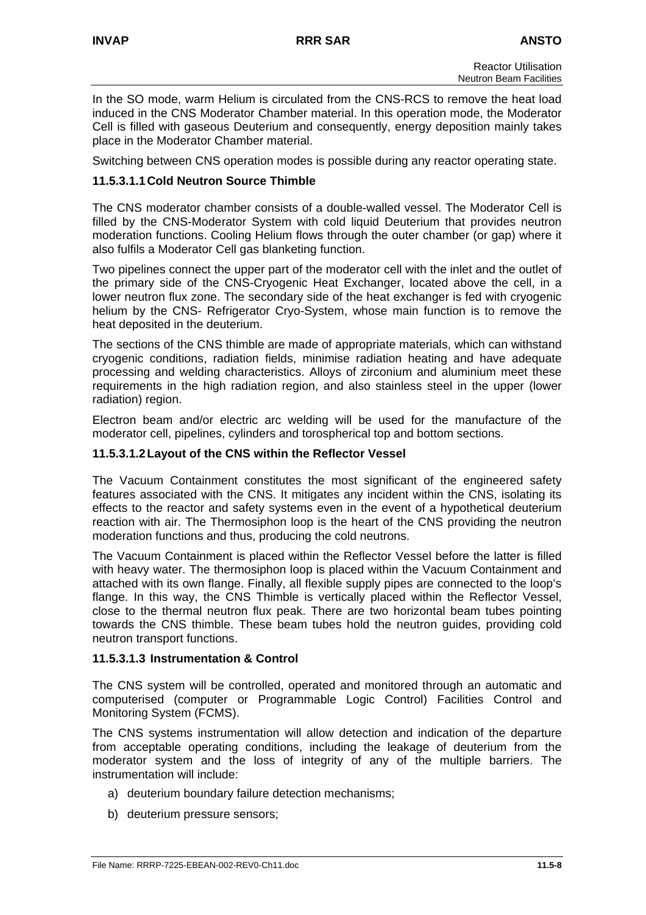In the SO mode, warm Helium is circulated from the CNS-RCS to remove the heat load induced in the CNS Moderator Chamber material. In this operation mode, the Moderator Cell is filled with gaseous Deuterium and consequently, energy deposition mainly takes place in the Moderator Chamber material.

Switching between CNS operation modes is possible during any reactor operating state.

#### 11.5.3.1.1 Cold Neutron Source Thimble

The CNS moderator chamber consists of a double-walled vessel. The Moderator Cell is filled by the CNS-Moderator System with cold liquid Deuterium that provides neutron moderation functions. Cooling Helium flows through the outer chamber (or gap) where it also fulfils a Moderator Cell gas blanketing function.

Two pipelines connect the upper part of the moderator cell with the inlet and the outlet of the primary side of the CNS-Cryogenic Heat Exchanger, located above the cell, in a lower neutron flux zone. The secondary side of the heat exchanger is fed with cryogenic helium by the CNS- Refrigerator Cryo-System, whose main function is to remove the heat deposited in the deuterium.

The sections of the CNS thimble are made of appropriate materials, which can withstand cryogenic conditions, radiation fields, minimise radiation heating and have adequate processing and welding characteristics. Alloys of zirconium and aluminium meet these requirements in the high radiation region, and also stainless steel in the upper (lower radiation) region.

Electron beam and/or electric arc welding will be used for the manufacture of the moderator cell, pipelines, cylinders and torospherical top and bottom sections.

#### 11.5.3.1.2 Layout of the CNS within the Reflector Vessel

The Vacuum Containment constitutes the most significant of the engineered safety features associated with the CNS. It mitigates any incident within the CNS, isolating its effects to the reactor and safety systems even in the event of a hypothetical deuterium reaction with air. The Thermosiphon loop is the heart of the CNS providing the neutron moderation functions and thus, producing the cold neutrons.

The Vacuum Containment is placed within the Reflector Vessel before the latter is filled with heavy water. The thermosiphon loop is placed within the Vacuum Containment and attached with its own flange. Finally, all flexible supply pipes are connected to the loop's flange. In this way, the CNS Thimble is vertically placed within the Reflector Vessel, close to the thermal neutron flux peak. There are two horizontal beam tubes pointing towards the CNS thimble. These beam tubes hold the neutron guides, providing cold neutron transport functions.

#### 11.5.3.1.3 Instrumentation & Control

The CNS system will be controlled, operated and monitored through an automatic and computerised (computer or Programmable Logic Control) Facilities Control and Monitoring System (FCMS).

The CNS systems instrumentation will allow detection and indication of the departure from acceptable operating conditions, including the leakage of deuterium from the moderator system and the loss of integrity of any of the multiple barriers. The instrumentation will include:

a) deuterium boundary failure detection mechanisms;

b) deuterium pressure sensors;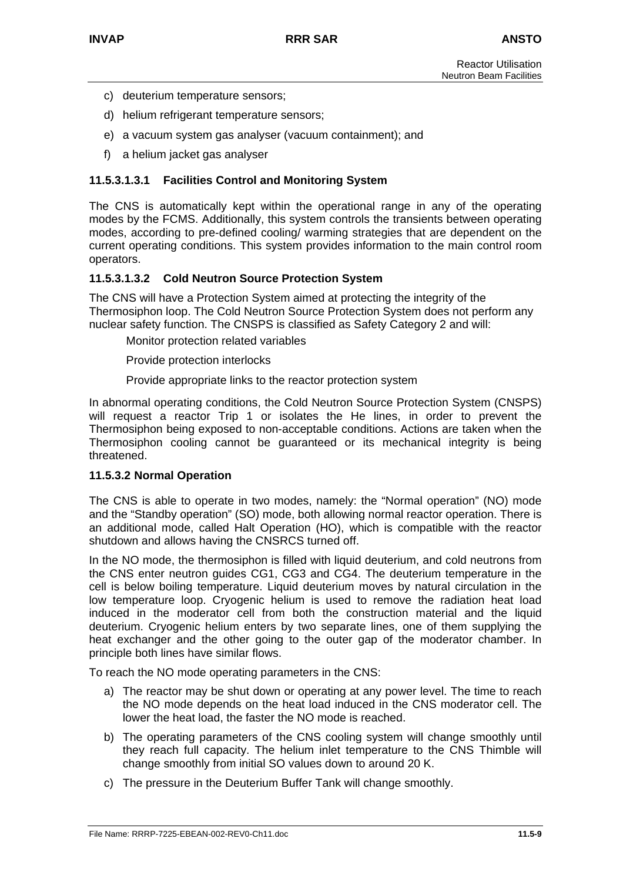c) deuterium temperature sensors;

d) helium refrigerant temperature sensors;

e) a vacuum system gas analyser (vacuum containment); and

f) a helium jacket gas analyser

#### 11.5.3.1.3.1 Facilities Control and Monitoring System

The CNS is automatically kept within the operational range in any of the operating modes by the FCMS. Additionally, this system controls the transients between operating modes, according to pre-defined cooling/ warming strategies that are dependent on the current operating conditions. This system provides information to the main control room operators.

#### 11.5.3.1.3.2 Cold Neutron Source Protection System

The CNS will have a Protection System aimed at protecting the integrity of the Thermosiphon loop. The Cold Neutron Source Protection System does not perform any nuclear safety function. The CNSPS is classified as Safety Category 2 and will:

Monitor protection related variables

Provide protection interlocks

Provide appropriate links to the reactor protection system

In abnormal operating conditions, the Cold Neutron Source Protection System (CNSPS) will request a reactor Trip 1 or isolates the He lines, in order to prevent the Thermosiphon being exposed to non-acceptable conditions. Actions are taken when the Thermosiphon cooling cannot be guaranteed or its mechanical integrity is being threatened.

### 11.5.3.2 Normal Operation

The CNS is able to operate in two modes, namely: the "Normal operation" (NO) mode and the "Standby operation" (SO) mode, both allowing normal reactor operation. There is an additional mode, called Halt Operation (HO), which is compatible with the reactor shutdown and allows having the CNSRCS turned off.

In the NO mode, the thermosiphon is filled with liquid deuterium, and cold neutrons from the CNS enter neutron guides CG1, CG3 and CG4. The deuterium temperature in the cell is below boiling temperature. Liquid deuterium moves by natural circulation in the low temperature loop. Cryogenic helium is used to remove the radiation heat load induced in the moderator cell from both the construction material and the liquid deuterium. Cryogenic helium enters by two separate lines, one of them supplying the heat exchanger and the other going to the outer gap of the moderator chamber. In principle both lines have similar flows.

To reach the NO mode operating parameters in the CNS:

a) The reactor may be shut down or operating at any power level. The time to reach the NO mode depends on the heat load induced in the CNS moderator cell. The lower the heat load, the faster the NO mode is reached.

b) The operating parameters of the CNS cooling system will change smoothly until they reach full capacity. The helium inlet temperature to the CNS Thimble will change smoothly from initial SO values down to around 20 K.

c) The pressure in the Deuterium Buffer Tank will change smoothly.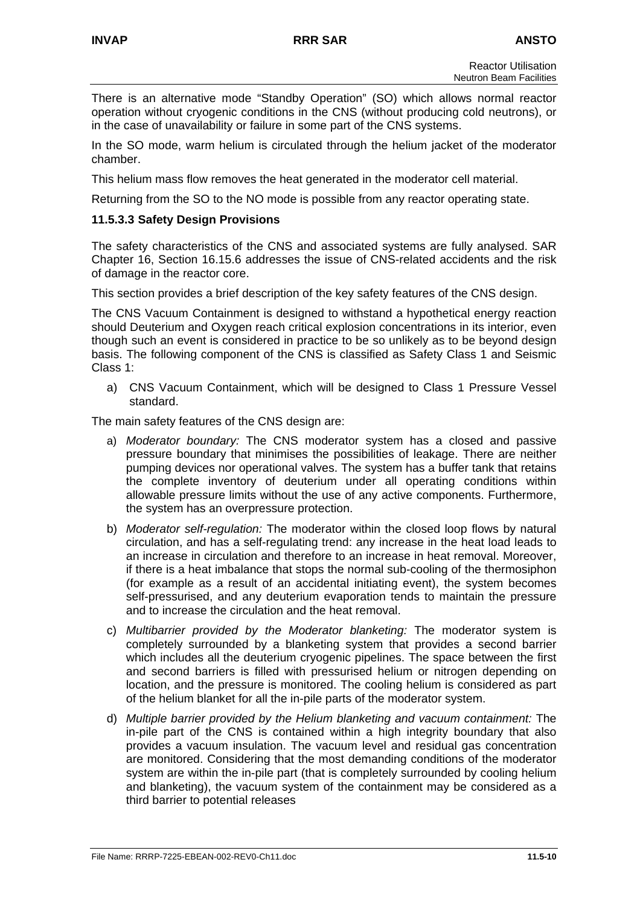There is an alternative mode "Standby Operation" (SO) which allows normal reactor operation without cryogenic conditions in the CNS (without producing cold neutrons), or in the case of unavailability or failure in some part of the CNS systems.

In the SO mode, warm helium is circulated through the helium jacket of the moderator chamber.

This helium mass flow removes the heat generated in the moderator cell material.

Returning from the SO to the NO mode is possible from any reactor operating state.

### 11.5.3.3 Safety Design Provisions

The safety characteristics of the CNS and associated systems are fully analysed. SAR Chapter 16, Section 16.15.6 addresses the issue of CNS-related accidents and the risk of damage in the reactor core.

This section provides a brief description of the key safety features of the CNS design.

The CNS Vacuum Containment is designed to withstand a hypothetical energy reaction should Deuterium and Oxygen reach critical explosion concentrations in its interior, even though such an event is considered in practice to be so unlikely as to be beyond design basis. The following component of the CNS is classified as Safety Class 1 and Seismic Class 1:

a) CNS Vacuum Containment, which will be designed to Class 1 Pressure Vessel standard.

The main safety features of the CNS design are:

a) *Moderator boundary:* The CNS moderator system has a closed and passive pressure boundary that minimises the possibilities of leakage. There are neither pumping devices nor operational valves. The system has a buffer tank that retains the complete inventory of deuterium under all operating conditions within allowable pressure limits without the use of any active components. Furthermore, the system has an overpressure protection.

b) *Moderator self-regulation:* The moderator within the closed loop flows by natural circulation, and has a self-regulating trend: any increase in the heat load leads to an increase in circulation and therefore to an increase in heat removal. Moreover, if there is a heat imbalance that stops the normal sub-cooling of the thermosiphon (for example as a result of an accidental initiating event), the system becomes self-pressurised, and any deuterium evaporation tends to maintain the pressure and to increase the circulation and the heat removal.

c) *Multibarrier provided by the Moderator blanketing:* The moderator system is completely surrounded by a blanketing system that provides a second barrier which includes all the deuterium cryogenic pipelines. The space between the first and second barriers is filled with pressurised helium or nitrogen depending on location, and the pressure is monitored. The cooling helium is considered as part of the helium blanket for all the in-pile parts of the moderator system.

d) *Multiple barrier provided by the Helium blanketing and vacuum containment:* The in-pile part of the CNS is contained within a high integrity boundary that also provides a vacuum insulation. The vacuum level and residual gas concentration are monitored. Considering that the most demanding conditions of the moderator system are within the in-pile part (that is completely surrounded by cooling helium and blanketing), the vacuum system of the containment may be considered as a third barrier to potential releases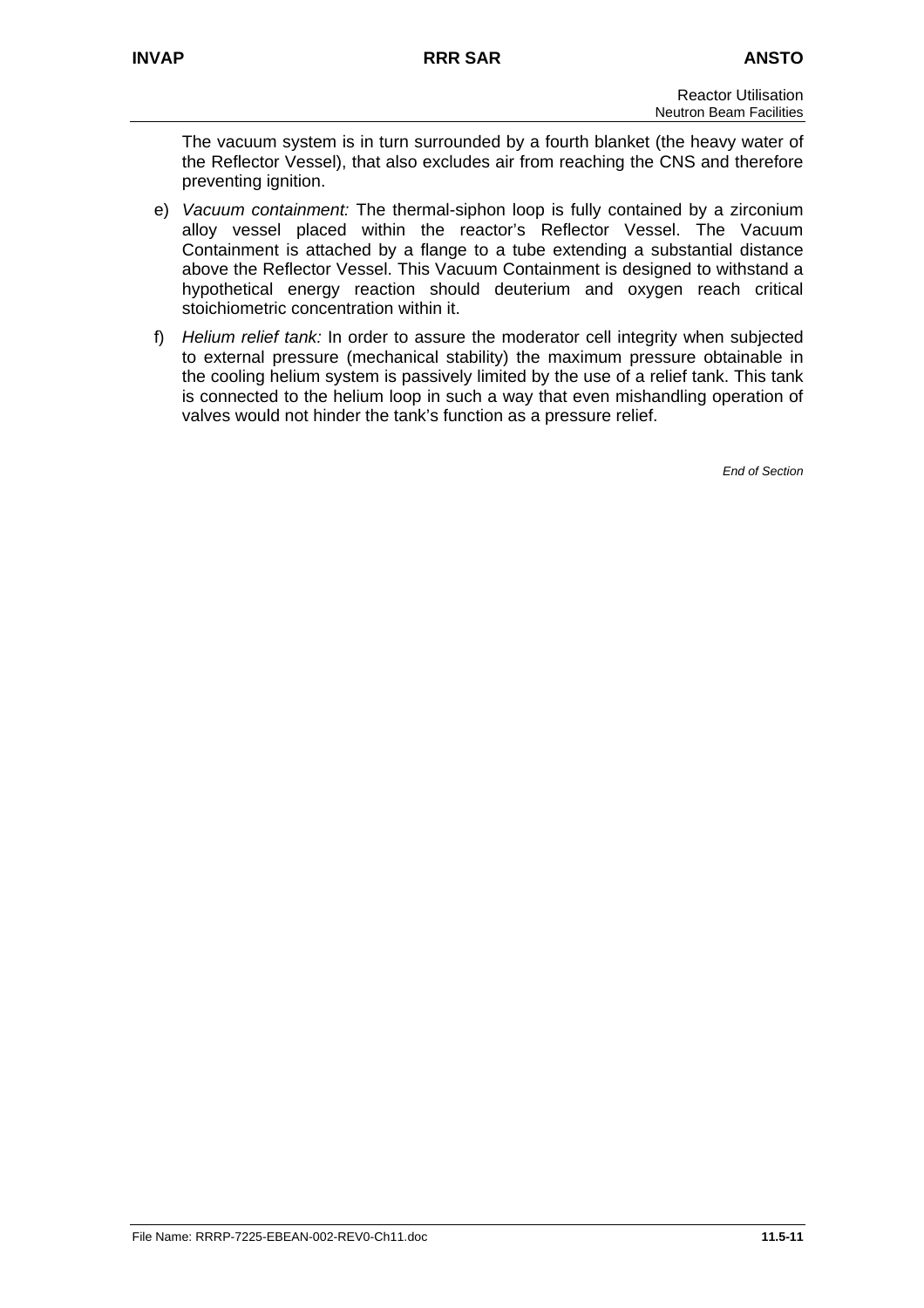The vacuum system is in turn surrounded by a fourth blanket (the heavy water of the Reflector Vessel), that also excludes air from reaching the CNS and therefore preventing ignition.

e) *Vacuum containment:* The thermal-siphon loop is fully contained by a zirconium alloy vessel placed within the reactor's Reflector Vessel. The Vacuum Containment is attached by a flange to a tube extending a substantial distance above the Reflector Vessel. This Vacuum Containment is designed to withstand a hypothetical energy reaction should deuterium and oxygen reach critical stoichiometric concentration within it.

f) *Helium relief tank:* In order to assure the moderator cell integrity when subjected to external pressure (mechanical stability) the maximum pressure obtainable in the cooling helium system is passively limited by the use of a relief tank. This tank is connected to the helium loop in such a way that even mishandling operation of valves would not hinder the tank's function as a pressure relief.

*End of Section*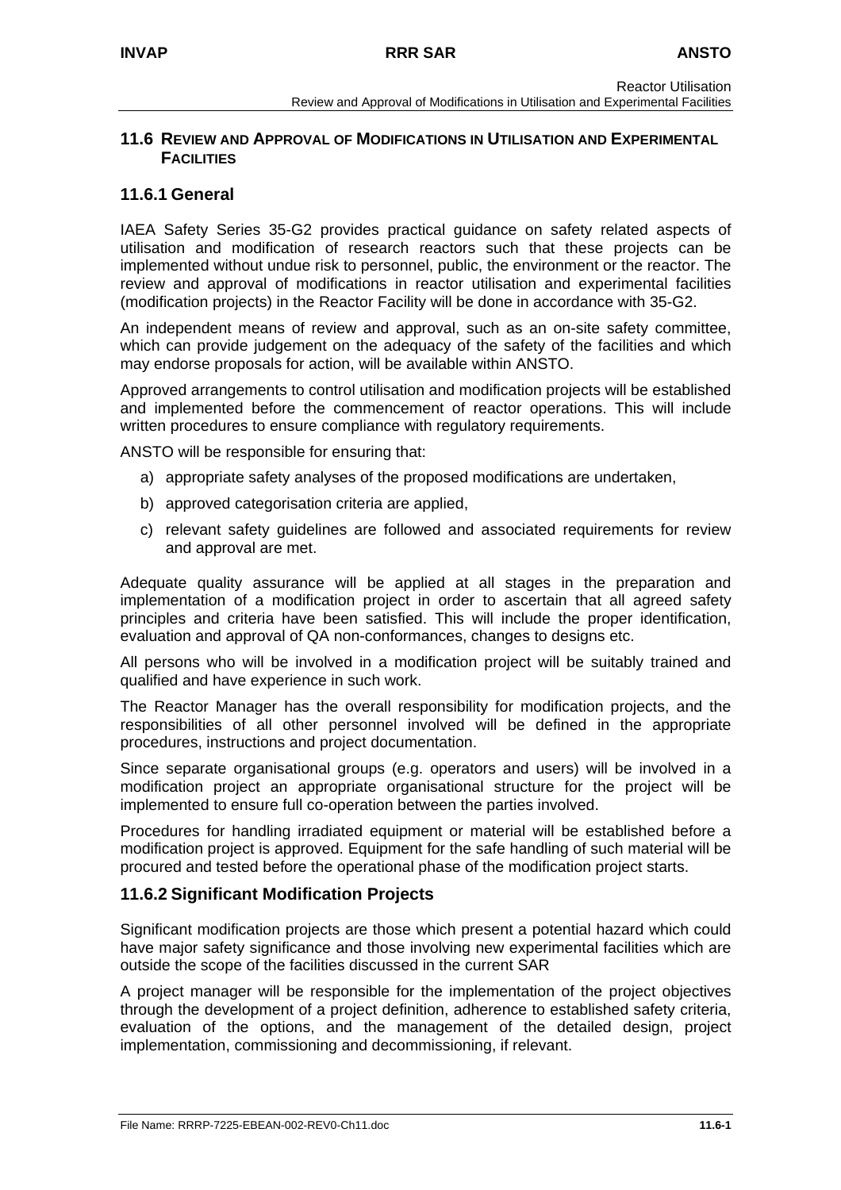## 11.6 REVIEW AND APPROVAL OF MODIFICATIONS IN UTILISATION AND EXPERIMENTAL FACILITIES

### 11.6.1 General

IAEA Safety Series 35-G2 provides practical guidance on safety related aspects of utilisation and modification of research reactors such that these projects can be implemented without undue risk to personnel, public, the environment or the reactor. The review and approval of modifications in reactor utilisation and experimental facilities (modification projects) in the Reactor Facility will be done in accordance with 35-G2.

An independent means of review and approval, such as an on-site safety committee, which can provide judgement on the adequacy of the safety of the facilities and which may endorse proposals for action, will be available within ANSTO.

Approved arrangements to control utilisation and modification projects will be established and implemented before the commencement of reactor operations. This will include written procedures to ensure compliance with regulatory requirements.

ANSTO will be responsible for ensuring that:

a) appropriate safety analyses of the proposed modifications are undertaken,
b) approved categorisation criteria are applied,
c) relevant safety guidelines are followed and associated requirements for review and approval are met.

Adequate quality assurance will be applied at all stages in the preparation and implementation of a modification project in order to ascertain that all agreed safety principles and criteria have been satisfied. This will include the proper identification, evaluation and approval of QA non-conformances, changes to designs etc.

All persons who will be involved in a modification project will be suitably trained and qualified and have experience in such work.

The Reactor Manager has the overall responsibility for modification projects, and the responsibilities of all other personnel involved will be defined in the appropriate procedures, instructions and project documentation.

Since separate organisational groups (e.g. operators and users) will be involved in a modification project an appropriate organisational structure for the project will be implemented to ensure full co-operation between the parties involved.

Procedures for handling irradiated equipment or material will be established before a modification project is approved. Equipment for the safe handling of such material will be procured and tested before the operational phase of the modification project starts.

### 11.6.2 Significant Modification Projects

Significant modification projects are those which present a potential hazard which could have major safety significance and those involving new experimental facilities which are outside the scope of the facilities discussed in the current SAR

A project manager will be responsible for the implementation of the project objectives through the development of a project definition, adherence to established safety criteria, evaluation of the options, and the management of the detailed design, project implementation, commissioning and decommissioning, if relevant.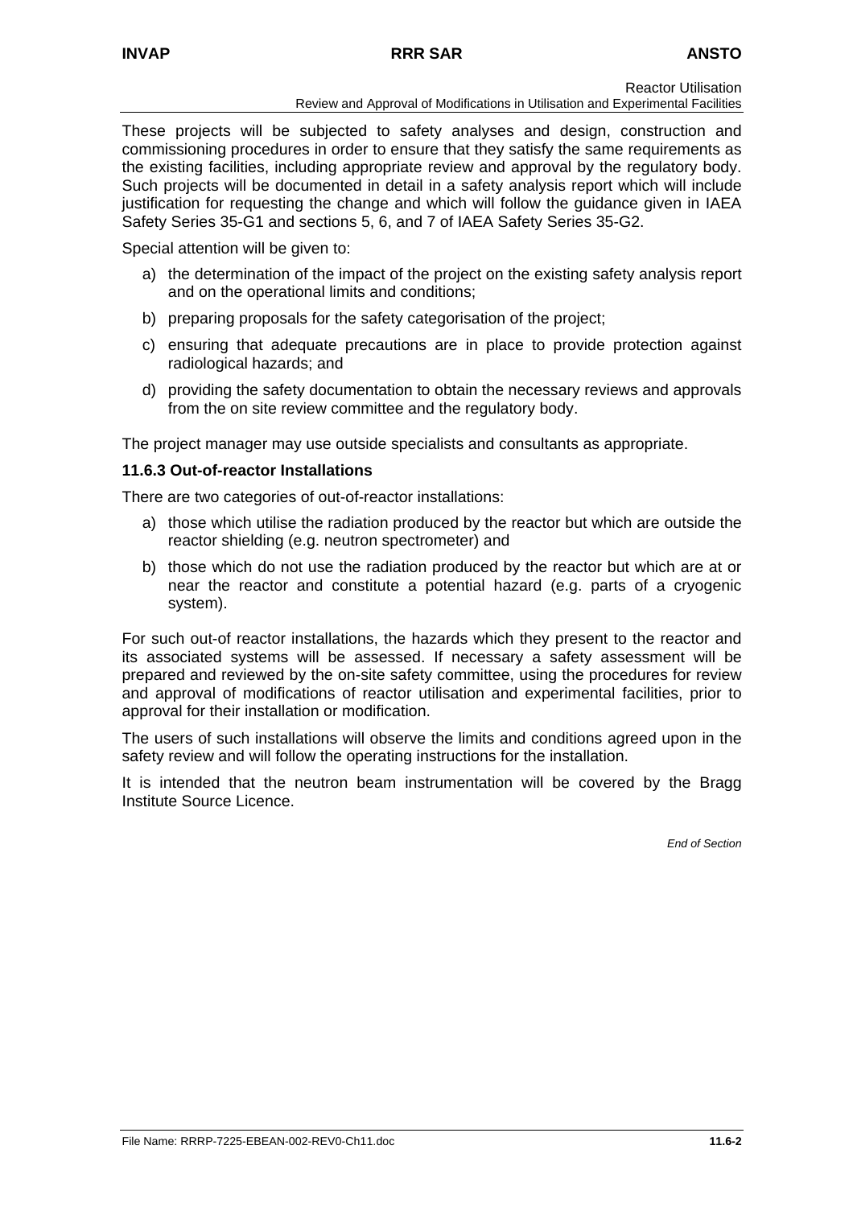These projects will be subjected to safety analyses and design, construction and commissioning procedures in order to ensure that they satisfy the same requirements as the existing facilities, including appropriate review and approval by the regulatory body. Such projects will be documented in detail in a safety analysis report which will include justification for requesting the change and which will follow the guidance given in IAEA Safety Series 35-G1 and sections 5, 6, and 7 of IAEA Safety Series 35-G2.

Special attention will be given to:

a) the determination of the impact of the project on the existing safety analysis report and on the operational limits and conditions;

b) preparing proposals for the safety categorisation of the project;

c) ensuring that adequate precautions are in place to provide protection against radiological hazards; and

d) providing the safety documentation to obtain the necessary reviews and approvals from the on site review committee and the regulatory body.

The project manager may use outside specialists and consultants as appropriate.

### 11.6.3 Out-of-reactor Installations

There are two categories of out-of-reactor installations:

a) those which utilise the radiation produced by the reactor but which are outside the reactor shielding (e.g. neutron spectrometer) and

b) those which do not use the radiation produced by the reactor but which are at or near the reactor and constitute a potential hazard (e.g. parts of a cryogenic system).

For such out-of reactor installations, the hazards which they present to the reactor and its associated systems will be assessed. If necessary a safety assessment will be prepared and reviewed by the on-site safety committee, using the procedures for review and approval of modifications of reactor utilisation and experimental facilities, prior to approval for their installation or modification.

The users of such installations will observe the limits and conditions agreed upon in the safety review and will follow the operating instructions for the installation.

It is intended that the neutron beam instrumentation will be covered by the Bragg Institute Source Licence.

*End of Section*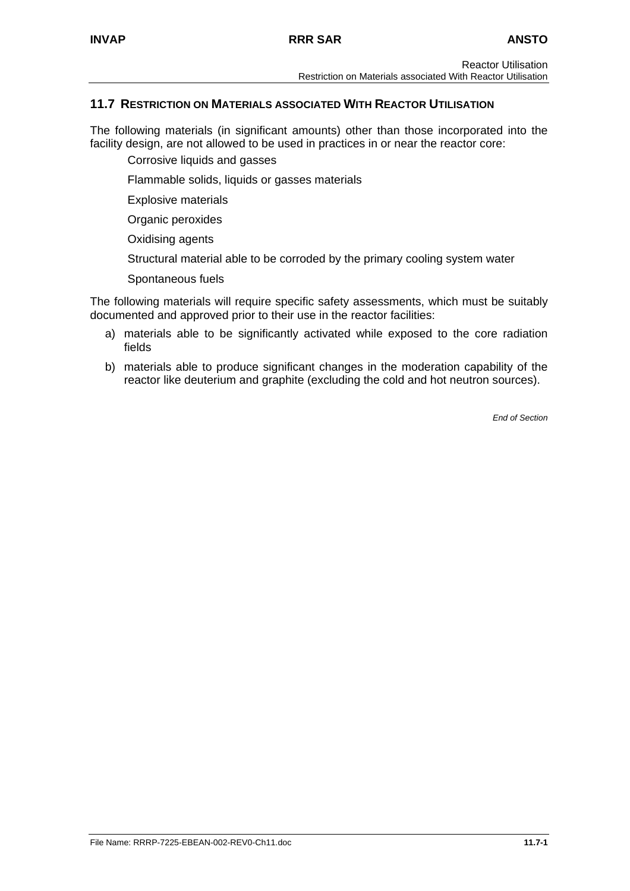## 11.7 RESTRICTION ON MATERIALS ASSOCIATED WITH REACTOR UTILISATION

The following materials (in significant amounts) other than those incorporated into the facility design, are not allowed to be used in practices in or near the reactor core:

- Corrosive liquids and gasses
- Flammable solids, liquids or gasses materials
- Explosive materials
- Organic peroxides
- Oxidising agents
- Structural material able to be corroded by the primary cooling system water
- Spontaneous fuels

The following materials will require specific safety assessments, which must be suitably documented and approved prior to their use in the reactor facilities:

a) materials able to be significantly activated while exposed to the core radiation fields

b) materials able to produce significant changes in the moderation capability of the reactor like deuterium and graphite (excluding the cold and hot neutron sources).

*End of Section*